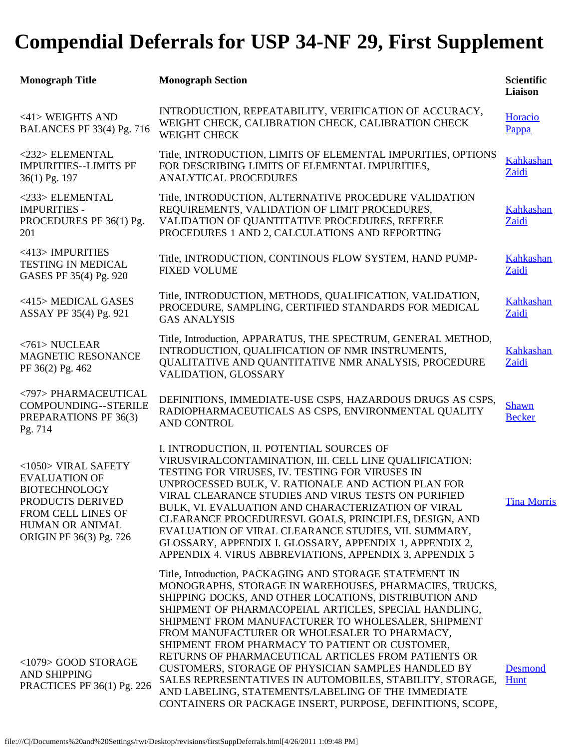# Compendial Deferrals for USP 34-NF 29, First Supplement

| Monograph Title | Monograph Section | Scientific Liaison |
|---|---|---|
| <41> WEIGHTS AND BALANCES PF 33(4) Pg. 716 | INTRODUCTION, REPEATABILITY, VERIFICATION OF ACCURACY, WEIGHT CHECK, CALIBRATION CHECK, CALIBRATION CHECK WEIGHT CHECK | Horacio Pappa |
| <232> ELEMENTAL IMPURITIES--LIMITS PF 36(1) Pg. 197 | Title, INTRODUCTION, LIMITS OF ELEMENTAL IMPURITIES, OPTIONS FOR DESCRIBING LIMITS OF ELEMENTAL IMPURITIES, ANALYTICAL PROCEDURES | Kahkashan Zaidi |
| <233> ELEMENTAL IMPURITIES - PROCEDURES PF 36(1) Pg. 201 | Title, INTRODUCTION, ALTERNATIVE PROCEDURE VALIDATION REQUIREMENTS, VALIDATION OF LIMIT PROCEDURES, VALIDATION OF QUANTITATIVE PROCEDURES, REFEREE PROCEDURES 1 AND 2, CALCULATIONS AND REPORTING | Kahkashan Zaidi |
| <413> IMPURITIES TESTING IN MEDICAL GASES PF 35(4) Pg. 920 | Title, INTRODUCTION, CONTINOUS FLOW SYSTEM, HAND PUMP-FIXED VOLUME | Kahkashan Zaidi |
| <415> MEDICAL GASES ASSAY PF 35(4) Pg. 921 | Title, INTRODUCTION, METHODS, QUALIFICATION, VALIDATION, PROCEDURE, SAMPLING, CERTIFIED STANDARDS FOR MEDICAL GAS ANALYSIS | Kahkashan Zaidi |
| <761> NUCLEAR MAGNETIC RESONANCE PF 36(2) Pg. 462 | Title, Introduction, APPARATUS, THE SPECTRUM, GENERAL METHOD, INTRODUCTION, QUALIFICATION OF NMR INSTRUMENTS, QUALITATIVE AND QUANTITATIVE NMR ANALYSIS, PROCEDURE VALIDATION, GLOSSARY | Kahkashan Zaidi |
| <797> PHARMACEUTICAL COMPOUNDING--STERILE PREPARATIONS PF 36(3) Pg. 714 | DEFINITIONS, IMMEDIATE-USE CSPS, HAZARDOUS DRUGS AS CSPS, RADIOPHARMACEUTICALS AS CSPS, ENVIRONMENTAL QUALITY AND CONTROL | Shawn Becker |
| <1050> VIRAL SAFETY EVALUATION OF BIOTECHNOLOGY PRODUCTS DERIVED FROM CELL LINES OF HUMAN OR ANIMAL ORIGIN PF 36(3) Pg. 726 | I. INTRODUCTION, II. POTENTIAL SOURCES OF VIRUSVIRALCONTAMINATION, III. CELL LINE QUALIFICATION: TESTING FOR VIRUSES, IV. TESTING FOR VIRUSES IN UNPROCESSED BULK, V. RATIONALE AND ACTION PLAN FOR VIRAL CLEARANCE STUDIES AND VIRUS TESTS ON PURIFIED BULK, VI. EVALUATION AND CHARACTERIZATION OF VIRAL CLEARANCE PROCEDURESVI. GOALS, PRINCIPLES, DESIGN, AND EVALUATION OF VIRAL CLEARANCE STUDIES, VII. SUMMARY, GLOSSARY, APPENDIX I. GLOSSARY, APPENDIX 1, APPENDIX 2, APPENDIX 4. VIRUS ABBREVIATIONS, APPENDIX 3, APPENDIX 5 | Tina Morris |
| <1079> GOOD STORAGE AND SHIPPING PRACTICES PF 36(1) Pg. 226 | Title, Introduction, PACKAGING AND STORAGE STATEMENT IN MONOGRAPHS, STORAGE IN WAREHOUSES, PHARMACIES, TRUCKS, SHIPPING DOCKS, AND OTHER LOCATIONS, DISTRIBUTION AND SHIPMENT OF PHARMACOPEIAL ARTICLES, SPECIAL HANDLING, SHIPMENT FROM MANUFACTURER TO WHOLESALER, SHIPMENT FROM MANUFACTURER OR WHOLESALER TO PHARMACY, SHIPMENT FROM PHARMACY TO PATIENT OR CUSTOMER, RETURNS OF PHARMACEUTICAL ARTICLES FROM PATIENTS OR CUSTOMERS, STORAGE OF PHYSICIAN SAMPLES HANDLED BY SALES REPRESENTATIVES IN AUTOMOBILES, STABILITY, STORAGE, AND LABELING, STATEMENTS/LABELING OF THE IMMEDIATE CONTAINERS OR PACKAGE INSERT, PURPOSE, DEFINITIONS, SCOPE, | Desmond Hunt |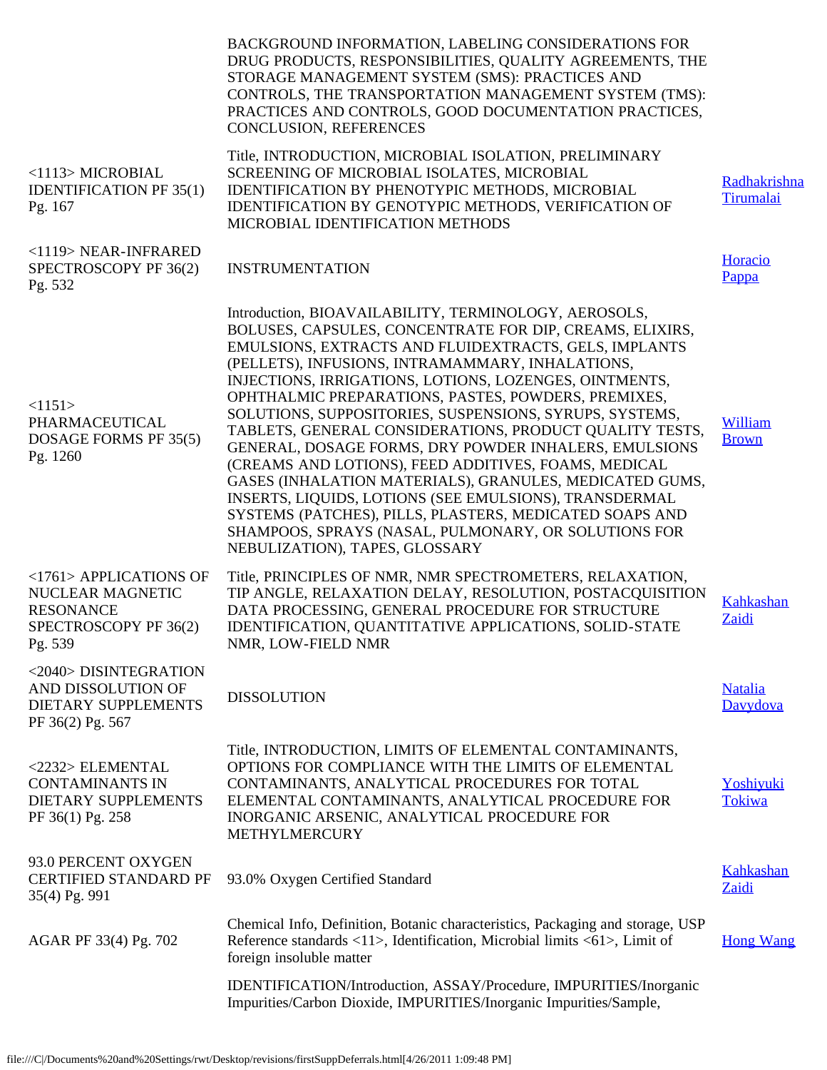| | | |
|---|---|---|
| | BACKGROUND INFORMATION, LABELING CONSIDERATIONS FOR DRUG PRODUCTS, RESPONSIBILITIES, QUALITY AGREEMENTS, THE STORAGE MANAGEMENT SYSTEM (SMS): PRACTICES AND CONTROLS, THE TRANSPORTATION MANAGEMENT SYSTEM (TMS): PRACTICES AND CONTROLS, GOOD DOCUMENTATION PRACTICES, CONCLUSION, REFERENCES | |
| <1113> MICROBIAL IDENTIFICATION PF 35(1) Pg. 167 | Title, INTRODUCTION, MICROBIAL ISOLATION, PRELIMINARY SCREENING OF MICROBIAL ISOLATES, MICROBIAL IDENTIFICATION BY PHENOTYPIC METHODS, MICROBIAL IDENTIFICATION BY GENOTYPIC METHODS, VERIFICATION OF MICROBIAL IDENTIFICATION METHODS | Radhakrishna Tirumalai |
| <1119> NEAR-INFRARED SPECTROSCOPY PF 36(2) Pg. 532 | INSTRUMENTATION | Horacio Pappa |
| <1151> PHARMACEUTICAL DOSAGE FORMS PF 35(5) Pg. 1260 | Introduction, BIOAVAILABILITY, TERMINOLOGY, AEROSOLS, BOLUSES, CAPSULES, CONCENTRATE FOR DIP, CREAMS, ELIXIRS, EMULSIONS, EXTRACTS AND FLUIDEXTRACTS, GELS, IMPLANTS (PELLETS), INFUSIONS, INTRAMAMMARY, INHALATIONS, INJECTIONS, IRRIGATIONS, LOTIONS, LOZENGES, OINTMENTS, OPHTHALMIC PREPARATIONS, PASTES, POWDERS, PREMIXES, SOLUTIONS, SUPPOSITORIES, SUSPENSIONS, SYRUPS, SYSTEMS, TABLETS, GENERAL CONSIDERATIONS, PRODUCT QUALITY TESTS, GENERAL, DOSAGE FORMS, DRY POWDER INHALERS, EMULSIONS (CREAMS AND LOTIONS), FEED ADDITIVES, FOAMS, MEDICAL GASES (INHALATION MATERIALS), GRANULES, MEDICATED GUMS, INSERTS, LIQUIDS, LOTIONS (SEE EMULSIONS), TRANSDERMAL SYSTEMS (PATCHES), PILLS, PLASTERS, MEDICATED SOAPS AND SHAMPOOS, SPRAYS (NASAL, PULMONARY, OR SOLUTIONS FOR NEBULIZATION), TAPES, GLOSSARY | William Brown |
| <1761> APPLICATIONS OF NUCLEAR MAGNETIC RESONANCE SPECTROSCOPY PF 36(2) Pg. 539 | Title, PRINCIPLES OF NMR, NMR SPECTROMETERS, RELAXATION, TIP ANGLE, RELAXATION DELAY, RESOLUTION, POSTACQUISITION DATA PROCESSING, GENERAL PROCEDURE FOR STRUCTURE IDENTIFICATION, QUANTITATIVE APPLICATIONS, SOLID-STATE NMR, LOW-FIELD NMR | Kahkashan Zaidi |
| <2040> DISINTEGRATION AND DISSOLUTION OF DIETARY SUPPLEMENTS PF 36(2) Pg. 567 | DISSOLUTION | Natalia Davydova |
| <2232> ELEMENTAL CONTAMINANTS IN DIETARY SUPPLEMENTS PF 36(1) Pg. 258 | Title, INTRODUCTION, LIMITS OF ELEMENTAL CONTAMINANTS, OPTIONS FOR COMPLIANCE WITH THE LIMITS OF ELEMENTAL CONTAMINANTS, ANALYTICAL PROCEDURES FOR TOTAL ELEMENTAL CONTAMINANTS, ANALYTICAL PROCEDURE FOR INORGANIC ARSENIC, ANALYTICAL PROCEDURE FOR METHYLMERCURY | Yoshiyuki Tokiwa |
| 93.0 PERCENT OXYGEN CERTIFIED STANDARD PF 35(4) Pg. 991 | 93.0% Oxygen Certified Standard | Kahkashan Zaidi |
| AGAR PF 33(4) Pg. 702 | Chemical Info, Definition, Botanic characteristics, Packaging and storage, USP Reference standards <11>, Identification, Microbial limits <61>, Limit of foreign insoluble matter | Hong Wang |
| | IDENTIFICATION/Introduction, ASSAY/Procedure, IMPURITIES/Inorganic Impurities/Carbon Dioxide, IMPURITIES/Inorganic Impurities/Sample, | |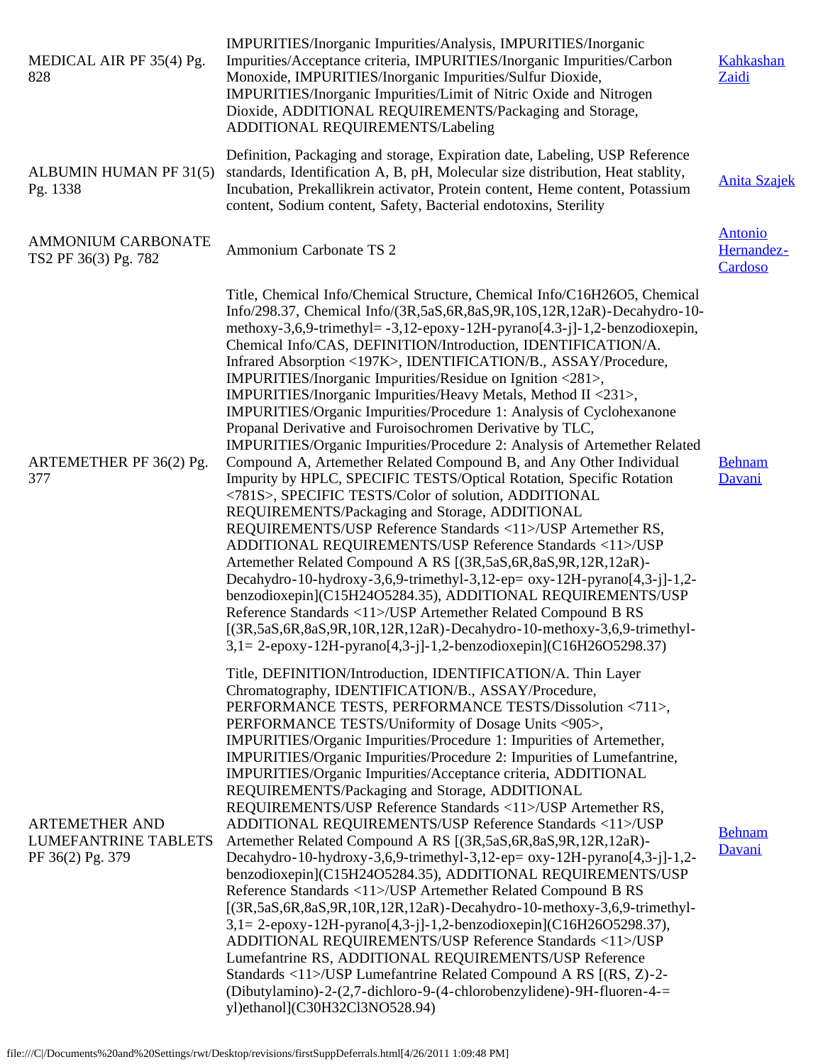| | | |
|---|---|---|
| MEDICAL AIR PF 35(4) Pg. 828 | IMPURITIES/Inorganic Impurities/Analysis, IMPURITIES/Inorganic Impurities/Acceptance criteria, IMPURITIES/Inorganic Impurities/Carbon Monoxide, IMPURITIES/Inorganic Impurities/Sulfur Dioxide, IMPURITIES/Inorganic Impurities/Limit of Nitric Oxide and Nitrogen Dioxide, ADDITIONAL REQUIREMENTS/Packaging and Storage, ADDITIONAL REQUIREMENTS/Labeling | Kahkashan Zaidi |
| ALBUMIN HUMAN PF 31(5) Pg. 1338 | Definition, Packaging and storage, Expiration date, Labeling, USP Reference standards, Identification A, B, pH, Molecular size distribution, Heat stablity, Incubation, Prekallikrein activator, Protein content, Heme content, Potassium content, Sodium content, Safety, Bacterial endotoxins, Sterility | Anita Szajek |
| AMMONIUM CARBONATE TS2 PF 36(3) Pg. 782 | Ammonium Carbonate TS 2 | Antonio Hernandez-Cardoso |
| ARTEMETHER PF 36(2) Pg. 377 | Title, Chemical Info/Chemical Structure, Chemical Info/C16H26O5, Chemical Info/298.37, Chemical Info/(3R,5aS,6R,8aS,9R,10S,12R,12aR)-Decahydro-10-methoxy-3,6,9-trimethyl= -3,12-epoxy-12H-pyrano[4.3-j]-1,2-benzodioxepin, Chemical Info/CAS, DEFINITION/Introduction, IDENTIFICATION/A. Infrared Absorption <197K>, IDENTIFICATION/B., ASSAY/Procedure, IMPURITIES/Inorganic Impurities/Residue on Ignition <281>, IMPURITIES/Inorganic Impurities/Heavy Metals, Method II <231>, IMPURITIES/Organic Impurities/Procedure 1: Analysis of Cyclohexanone Propanal Derivative and Furoisochromen Derivative by TLC, IMPURITIES/Organic Impurities/Procedure 2: Analysis of Artemether Related Compound A, Artemether Related Compound B, and Any Other Individual Impurity by HPLC, SPECIFIC TESTS/Optical Rotation, Specific Rotation <781S>, SPECIFIC TESTS/Color of solution, ADDITIONAL REQUIREMENTS/Packaging and Storage, ADDITIONAL REQUIREMENTS/USP Reference Standards <11>/USP Artemether RS, ADDITIONAL REQUIREMENTS/USP Reference Standards <11>/USP Artemether Related Compound A RS [(3R,5aS,6R,8aS,9R,12R,12aR)-Decahydro-10-hydroxy-3,6,9-trimethyl-3,12-ep= oxy-12H-pyrano[4,3-j]-1,2-benzodioxepin](C15H24O5284.35), ADDITIONAL REQUIREMENTS/USP Reference Standards <11>/USP Artemether Related Compound B RS [(3R,5aS,6R,8aS,9R,10R,12R,12aR)-Decahydro-10-methoxy-3,6,9-trimethyl-3,1= 2-epoxy-12H-pyrano[4,3-j]-1,2-benzodioxepin](C16H26O5298.37) | Behnam Davani |
| ARTEMETHER AND LUMEFANTRINE TABLETS PF 36(2) Pg. 379 | Title, DEFINITION/Introduction, IDENTIFICATION/A. Thin Layer Chromatography, IDENTIFICATION/B., ASSAY/Procedure, PERFORMANCE TESTS, PERFORMANCE TESTS/Dissolution <711>, PERFORMANCE TESTS/Uniformity of Dosage Units <905>, IMPURITIES/Organic Impurities/Procedure 1: Impurities of Artemether, IMPURITIES/Organic Impurities/Procedure 2: Impurities of Lumefantrine, IMPURITIES/Organic Impurities/Acceptance criteria, ADDITIONAL REQUIREMENTS/Packaging and Storage, ADDITIONAL REQUIREMENTS/USP Reference Standards <11>/USP Artemether RS, ADDITIONAL REQUIREMENTS/USP Reference Standards <11>/USP Artemether Related Compound A RS [(3R,5aS,6R,8aS,9R,12R,12aR)-Decahydro-10-hydroxy-3,6,9-trimethyl-3,12-ep= oxy-12H-pyrano[4,3-j]-1,2-benzodioxepin](C15H24O5284.35), ADDITIONAL REQUIREMENTS/USP Reference Standards <11>/USP Artemether Related Compound B RS [(3R,5aS,6R,8aS,9R,10R,12R,12aR)-Decahydro-10-methoxy-3,6,9-trimethyl-3,1= 2-epoxy-12H-pyrano[4,3-j]-1,2-benzodioxepin](C16H26O5298.37), ADDITIONAL REQUIREMENTS/USP Reference Standards <11>/USP Lumefantrine RS, ADDITIONAL REQUIREMENTS/USP Reference Standards <11>/USP Lumefantrine Related Compound A RS [(RS, Z)-2-(Dibutylamino)-2-(2,7-dichloro-9-(4-chlorobenzylidene)-9H-fluoren-4-= yl)ethanol](C30H32Cl3NO528.94) | Behnam Davani |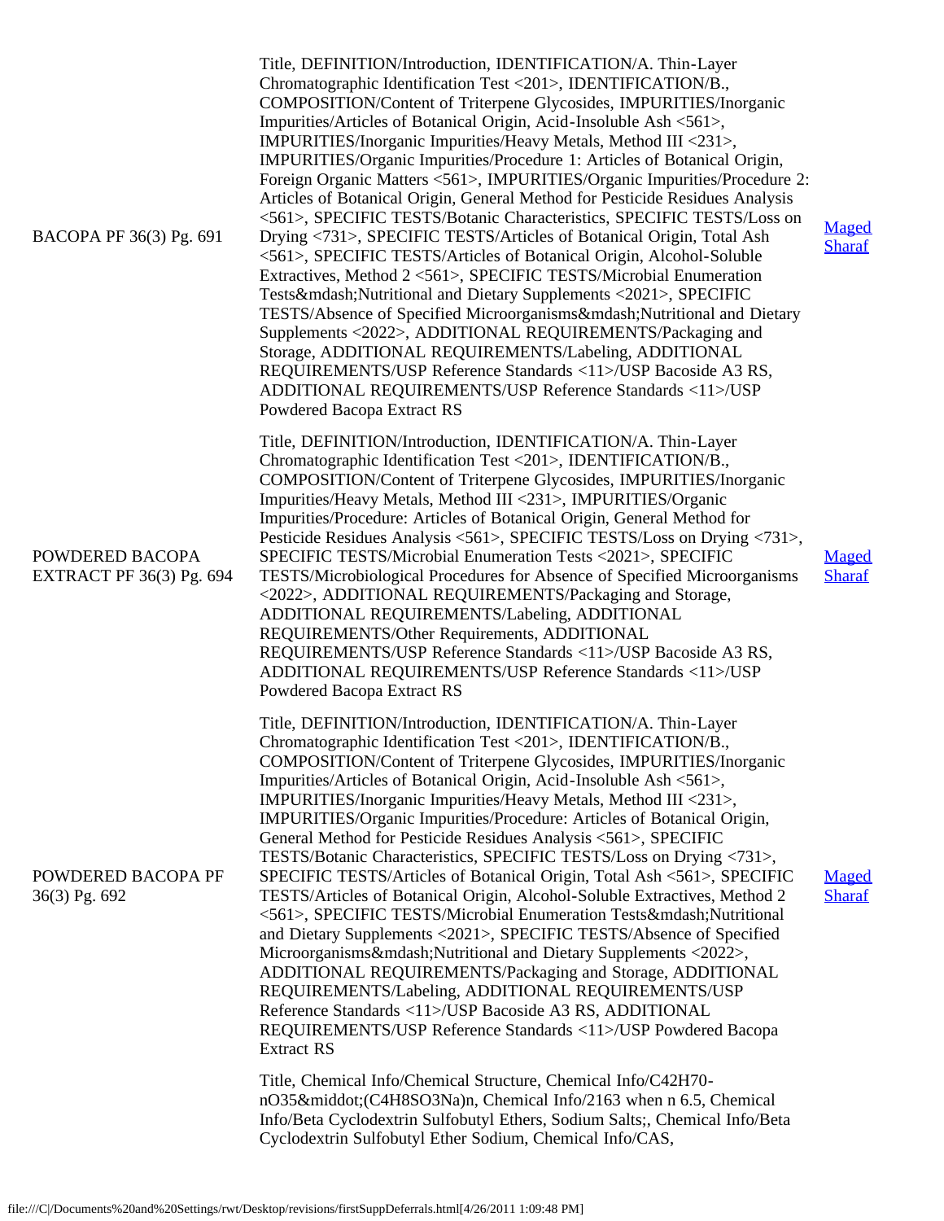| | | |
|---|---|---|
| BACOPA PF 36(3) Pg. 691 | Title, DEFINITION/Introduction, IDENTIFICATION/A. Thin-Layer Chromatographic Identification Test <201>, IDENTIFICATION/B., COMPOSITION/Content of Triterpene Glycosides, IMPURITIES/Inorganic Impurities/Articles of Botanical Origin, Acid-Insoluble Ash <561>, IMPURITIES/Inorganic Impurities/Heavy Metals, Method III <231>, IMPURITIES/Organic Impurities/Procedure 1: Articles of Botanical Origin, Foreign Organic Matters <561>, IMPURITIES/Organic Impurities/Procedure 2: Articles of Botanical Origin, General Method for Pesticide Residues Analysis <561>, SPECIFIC TESTS/Botanic Characteristics, SPECIFIC TESTS/Loss on Drying <731>, SPECIFIC TESTS/Articles of Botanical Origin, Total Ash <561>, SPECIFIC TESTS/Articles of Botanical Origin, Alcohol-Soluble Extractives, Method 2 <561>, SPECIFIC TESTS/Microbial Enumeration Tests&mdash;Nutritional and Dietary Supplements <2021>, SPECIFIC TESTS/Absence of Specified Microorganisms&mdash;Nutritional and Dietary Supplements <2022>, ADDITIONAL REQUIREMENTS/Packaging and Storage, ADDITIONAL REQUIREMENTS/Labeling, ADDITIONAL REQUIREMENTS/USP Reference Standards <11>/USP Bacoside A3 RS, ADDITIONAL REQUIREMENTS/USP Reference Standards <11>/USP Powdered Bacopa Extract RS | Maged Sharaf |
| POWDERED BACOPA EXTRACT PF 36(3) Pg. 694 | Title, DEFINITION/Introduction, IDENTIFICATION/A. Thin-Layer Chromatographic Identification Test <201>, IDENTIFICATION/B., COMPOSITION/Content of Triterpene Glycosides, IMPURITIES/Inorganic Impurities/Heavy Metals, Method III <231>, IMPURITIES/Organic Impurities/Procedure: Articles of Botanical Origin, General Method for Pesticide Residues Analysis <561>, SPECIFIC TESTS/Loss on Drying <731>, SPECIFIC TESTS/Microbial Enumeration Tests <2021>, SPECIFIC TESTS/Microbiological Procedures for Absence of Specified Microorganisms <2022>, ADDITIONAL REQUIREMENTS/Packaging and Storage, ADDITIONAL REQUIREMENTS/Labeling, ADDITIONAL REQUIREMENTS/Other Requirements, ADDITIONAL REQUIREMENTS/USP Reference Standards <11>/USP Bacoside A3 RS, ADDITIONAL REQUIREMENTS/USP Reference Standards <11>/USP Powdered Bacopa Extract RS | Maged Sharaf |
| POWDERED BACOPA PF 36(3) Pg. 692 | Title, DEFINITION/Introduction, IDENTIFICATION/A. Thin-Layer Chromatographic Identification Test <201>, IDENTIFICATION/B., COMPOSITION/Content of Triterpene Glycosides, IMPURITIES/Inorganic Impurities/Articles of Botanical Origin, Acid-Insoluble Ash <561>, IMPURITIES/Inorganic Impurities/Heavy Metals, Method III <231>, IMPURITIES/Organic Impurities/Procedure: Articles of Botanical Origin, General Method for Pesticide Residues Analysis <561>, SPECIFIC TESTS/Botanic Characteristics, SPECIFIC TESTS/Loss on Drying <731>, SPECIFIC TESTS/Articles of Botanical Origin, Total Ash <561>, SPECIFIC TESTS/Articles of Botanical Origin, Alcohol-Soluble Extractives, Method 2 <561>, SPECIFIC TESTS/Microbial Enumeration Tests&mdash;Nutritional and Dietary Supplements <2021>, SPECIFIC TESTS/Absence of Specified Microorganisms&mdash;Nutritional and Dietary Supplements <2022>, ADDITIONAL REQUIREMENTS/Packaging and Storage, ADDITIONAL REQUIREMENTS/Labeling, ADDITIONAL REQUIREMENTS/USP Reference Standards <11>/USP Bacoside A3 RS, ADDITIONAL REQUIREMENTS/USP Reference Standards <11>/USP Powdered Bacopa Extract RS | Maged Sharaf |
| | Title, Chemical Info/Chemical Structure, Chemical Info/C42H70-nO35&middot;(C4H8SO3Na)n, Chemical Info/2163 when n 6.5, Chemical Info/Beta Cyclodextrin Sulfobutyl Ethers, Sodium Salts;, Chemical Info/Beta Cyclodextrin Sulfobutyl Ether Sodium, Chemical Info/CAS, | |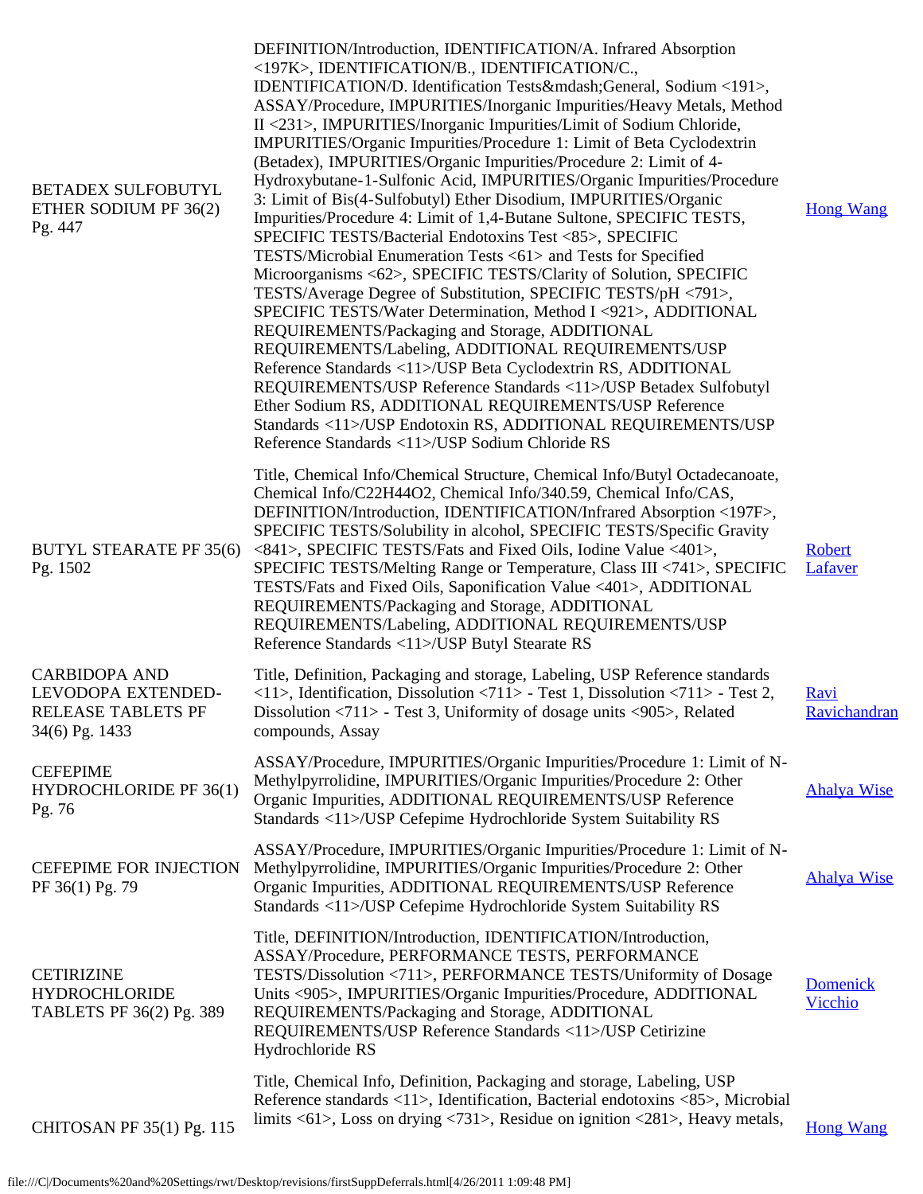| | | |
|---|---|---|
| BETADEX SULFOBUTYL ETHER SODIUM PF 36(2) Pg. 447 | DEFINITION/Introduction, IDENTIFICATION/A. Infrared Absorption <197K>, IDENTIFICATION/B., IDENTIFICATION/C., IDENTIFICATION/D. Identification Tests&mdash;General, Sodium <191>, ASSAY/Procedure, IMPURITIES/Inorganic Impurities/Heavy Metals, Method II <231>, IMPURITIES/Inorganic Impurities/Limit of Sodium Chloride, IMPURITIES/Organic Impurities/Procedure 1: Limit of Beta Cyclodextrin (Betadex), IMPURITIES/Organic Impurities/Procedure 2: Limit of 4-Hydroxybutane-1-Sulfonic Acid, IMPURITIES/Organic Impurities/Procedure 3: Limit of Bis(4-Sulfobutyl) Ether Disodium, IMPURITIES/Organic Impurities/Procedure 4: Limit of 1,4-Butane Sultone, SPECIFIC TESTS, SPECIFIC TESTS/Bacterial Endotoxins Test <85>, SPECIFIC TESTS/Microbial Enumeration Tests <61> and Tests for Specified Microorganisms <62>, SPECIFIC TESTS/Clarity of Solution, SPECIFIC TESTS/Average Degree of Substitution, SPECIFIC TESTS/pH <791>, SPECIFIC TESTS/Water Determination, Method I <921>, ADDITIONAL REQUIREMENTS/Packaging and Storage, ADDITIONAL REQUIREMENTS/Labeling, ADDITIONAL REQUIREMENTS/USP Reference Standards <11>/USP Beta Cyclodextrin RS, ADDITIONAL REQUIREMENTS/USP Reference Standards <11>/USP Betadex Sulfobutyl Ether Sodium RS, ADDITIONAL REQUIREMENTS/USP Reference Standards <11>/USP Endotoxin RS, ADDITIONAL REQUIREMENTS/USP Reference Standards <11>/USP Sodium Chloride RS | Hong Wang |
| BUTYL STEARATE PF 35(6) Pg. 1502 | Title, Chemical Info/Chemical Structure, Chemical Info/Butyl Octadecanoate, Chemical Info/C22H44O2, Chemical Info/340.59, Chemical Info/CAS, DEFINITION/Introduction, IDENTIFICATION/Infrared Absorption <197F>, SPECIFIC TESTS/Solubility in alcohol, SPECIFIC TESTS/Specific Gravity <841>, SPECIFIC TESTS/Fats and Fixed Oils, Iodine Value <401>, SPECIFIC TESTS/Melting Range or Temperature, Class III <741>, SPECIFIC TESTS/Fats and Fixed Oils, Saponification Value <401>, ADDITIONAL REQUIREMENTS/Packaging and Storage, ADDITIONAL REQUIREMENTS/Labeling, ADDITIONAL REQUIREMENTS/USP Reference Standards <11>/USP Butyl Stearate RS | Robert Lafaver |
| CARBIDOPA AND LEVODOPA EXTENDED-RELEASE TABLETS PF 34(6) Pg. 1433 | Title, Definition, Packaging and storage, Labeling, USP Reference standards <11>, Identification, Dissolution <711> - Test 1, Dissolution <711> - Test 2, Dissolution <711> - Test 3, Uniformity of dosage units <905>, Related compounds, Assay | Ravi Ravichandran |
| CEFEPIME HYDROCHLORIDE PF 36(1) Pg. 76 | ASSAY/Procedure, IMPURITIES/Organic Impurities/Procedure 1: Limit of N-Methylpyrrolidine, IMPURITIES/Organic Impurities/Procedure 2: Other Organic Impurities, ADDITIONAL REQUIREMENTS/USP Reference Standards <11>/USP Cefepime Hydrochloride System Suitability RS | Ahalya Wise |
| CEFEPIME FOR INJECTION PF 36(1) Pg. 79 | ASSAY/Procedure, IMPURITIES/Organic Impurities/Procedure 1: Limit of N-Methylpyrrolidine, IMPURITIES/Organic Impurities/Procedure 2: Other Organic Impurities, ADDITIONAL REQUIREMENTS/USP Reference Standards <11>/USP Cefepime Hydrochloride System Suitability RS | Ahalya Wise |
| CETIRIZINE HYDROCHLORIDE TABLETS PF 36(2) Pg. 389 | Title, DEFINITION/Introduction, IDENTIFICATION/Introduction, ASSAY/Procedure, PERFORMANCE TESTS, PERFORMANCE TESTS/Dissolution <711>, PERFORMANCE TESTS/Uniformity of Dosage Units <905>, IMPURITIES/Organic Impurities/Procedure, ADDITIONAL REQUIREMENTS/Packaging and Storage, ADDITIONAL REQUIREMENTS/USP Reference Standards <11>/USP Cetirizine Hydrochloride RS | Domenick Vicchio |
| CHITOSAN PF 35(1) Pg. 115 | Title, Chemical Info, Definition, Packaging and storage, Labeling, USP Reference standards <11>, Identification, Bacterial endotoxins <85>, Microbial limits <61>, Loss on drying <731>, Residue on ignition <281>, Heavy metals, | Hong Wang |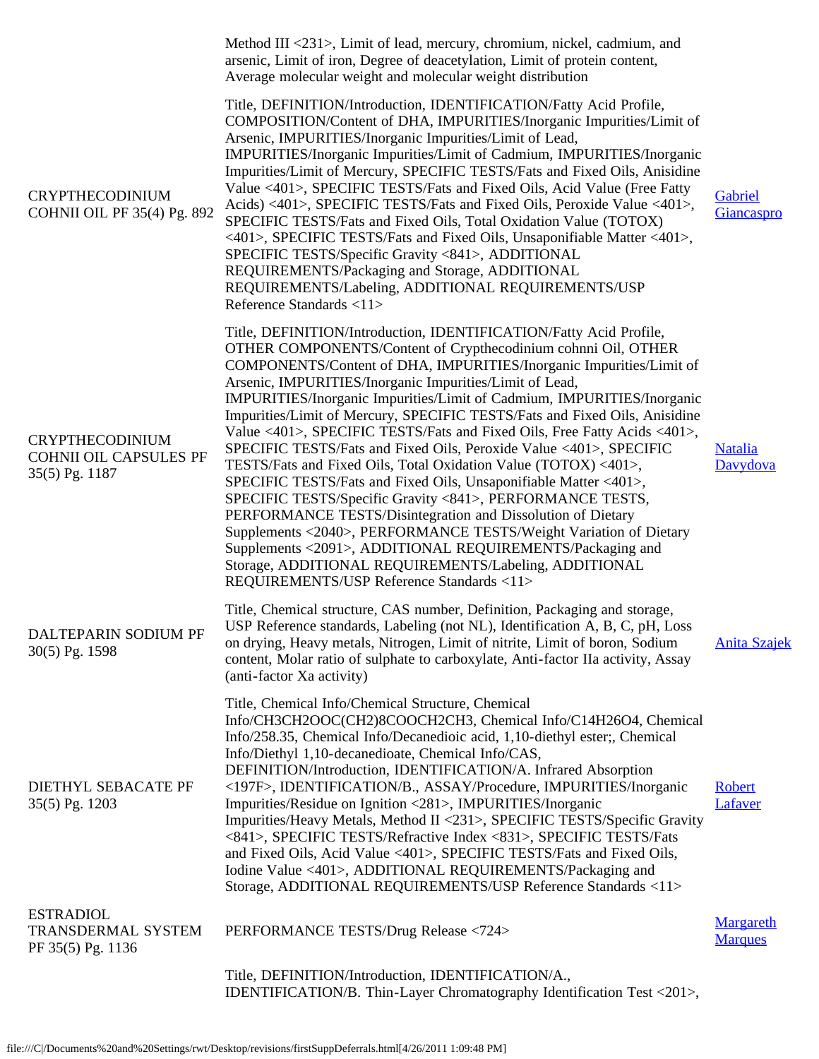| | | |
|---|---|---|
| | Method III <231>, Limit of lead, mercury, chromium, nickel, cadmium, and arsenic, Limit of iron, Degree of deacetylation, Limit of protein content, Average molecular weight and molecular weight distribution | |
| CRYPTHECODINIUM COHNII OIL PF 35(4) Pg. 892 | Title, DEFINITION/Introduction, IDENTIFICATION/Fatty Acid Profile, COMPOSITION/Content of DHA, IMPURITIES/Inorganic Impurities/Limit of Arsenic, IMPURITIES/Inorganic Impurities/Limit of Lead, IMPURITIES/Inorganic Impurities/Limit of Cadmium, IMPURITIES/Inorganic Impurities/Limit of Mercury, SPECIFIC TESTS/Fats and Fixed Oils, Anisidine Value <401>, SPECIFIC TESTS/Fats and Fixed Oils, Acid Value (Free Fatty Acids) <401>, SPECIFIC TESTS/Fats and Fixed Oils, Peroxide Value <401>, SPECIFIC TESTS/Fats and Fixed Oils, Total Oxidation Value (TOTOX) <401>, SPECIFIC TESTS/Fats and Fixed Oils, Unsaponifiable Matter <401>, SPECIFIC TESTS/Specific Gravity <841>, ADDITIONAL REQUIREMENTS/Packaging and Storage, ADDITIONAL REQUIREMENTS/Labeling, ADDITIONAL REQUIREMENTS/USP Reference Standards <11> | Gabriel Giancaspro |
| CRYPTHECODINIUM COHNII OIL CAPSULES PF 35(5) Pg. 1187 | Title, DEFINITION/Introduction, IDENTIFICATION/Fatty Acid Profile, OTHER COMPONENTS/Content of Crypthecodinium cohnni Oil, OTHER COMPONENTS/Content of DHA, IMPURITIES/Inorganic Impurities/Limit of Arsenic, IMPURITIES/Inorganic Impurities/Limit of Lead, IMPURITIES/Inorganic Impurities/Limit of Cadmium, IMPURITIES/Inorganic Impurities/Limit of Mercury, SPECIFIC TESTS/Fats and Fixed Oils, Anisidine Value <401>, SPECIFIC TESTS/Fats and Fixed Oils, Free Fatty Acids <401>, SPECIFIC TESTS/Fats and Fixed Oils, Peroxide Value <401>, SPECIFIC TESTS/Fats and Fixed Oils, Total Oxidation Value (TOTOX) <401>, SPECIFIC TESTS/Fats and Fixed Oils, Unsaponifiable Matter <401>, SPECIFIC TESTS/Specific Gravity <841>, PERFORMANCE TESTS, PERFORMANCE TESTS/Disintegration and Dissolution of Dietary Supplements <2040>, PERFORMANCE TESTS/Weight Variation of Dietary Supplements <2091>, ADDITIONAL REQUIREMENTS/Packaging and Storage, ADDITIONAL REQUIREMENTS/Labeling, ADDITIONAL REQUIREMENTS/USP Reference Standards <11> | Natalia Davydova |
| DALTEPARIN SODIUM PF 30(5) Pg. 1598 | Title, Chemical structure, CAS number, Definition, Packaging and storage, USP Reference standards, Labeling (not NL), Identification A, B, C, pH, Loss on drying, Heavy metals, Nitrogen, Limit of nitrite, Limit of boron, Sodium content, Molar ratio of sulphate to carboxylate, Anti-factor IIa activity, Assay (anti-factor Xa activity) | Anita Szajek |
| DIETHYL SEBACATE PF 35(5) Pg. 1203 | Title, Chemical Info/Chemical Structure, Chemical Info/CH3CH2OOC(CH2)8COOCH2CH3, Chemical Info/C14H26O4, Chemical Info/258.35, Chemical Info/Decanedioic acid, 1,10-diethyl ester;, Chemical Info/Diethyl 1,10-decanedioate, Chemical Info/CAS, DEFINITION/Introduction, IDENTIFICATION/A. Infrared Absorption <197F>, IDENTIFICATION/B., ASSAY/Procedure, IMPURITIES/Inorganic Impurities/Residue on Ignition <281>, IMPURITIES/Inorganic Impurities/Heavy Metals, Method II <231>, SPECIFIC TESTS/Specific Gravity <841>, SPECIFIC TESTS/Refractive Index <831>, SPECIFIC TESTS/Fats and Fixed Oils, Acid Value <401>, SPECIFIC TESTS/Fats and Fixed Oils, Iodine Value <401>, ADDITIONAL REQUIREMENTS/Packaging and Storage, ADDITIONAL REQUIREMENTS/USP Reference Standards <11> | Robert Lafaver |
| ESTRADIOL TRANSDERMAL SYSTEM PF 35(5) Pg. 1136 | PERFORMANCE TESTS/Drug Release <724> | Margareth Marques |
| | Title, DEFINITION/Introduction, IDENTIFICATION/A., IDENTIFICATION/B. Thin-Layer Chromatography Identification Test <201>, | |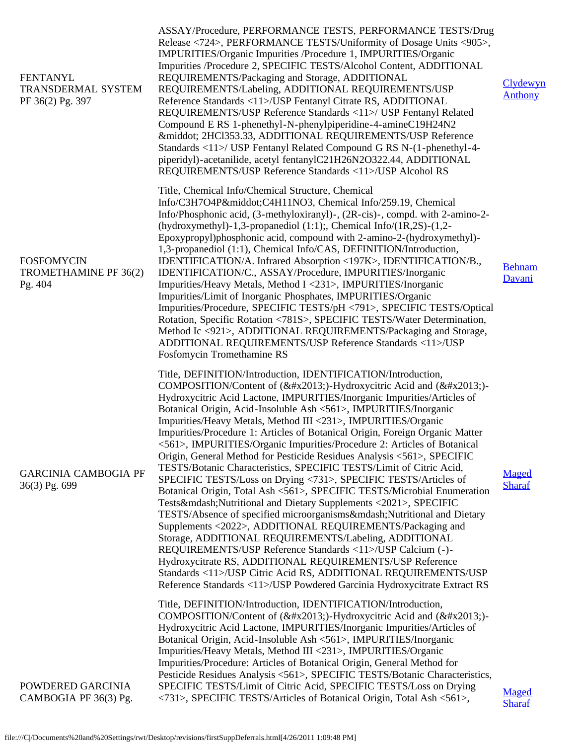| | | |
|---|---|---|
| FENTANYL TRANSDERMAL SYSTEM PF 36(2) Pg. 397 | ASSAY/Procedure, PERFORMANCE TESTS, PERFORMANCE TESTS/Drug Release <724>, PERFORMANCE TESTS/Uniformity of Dosage Units <905>, IMPURITIES/Organic Impurities /Procedure 1, IMPURITIES/Organic Impurities /Procedure 2, SPECIFIC TESTS/Alcohol Content, ADDITIONAL REQUIREMENTS/Packaging and Storage, ADDITIONAL REQUIREMENTS/Labeling, ADDITIONAL REQUIREMENTS/USP Reference Standards <11>/USP Fentanyl Citrate RS, ADDITIONAL REQUIREMENTS/USP Reference Standards <11>/ USP Fentanyl Related Compound E RS 1-phenethyl-N-phenylpiperidine-4-amineC19H24N2 &middot; 2HCl353.33, ADDITIONAL REQUIREMENTS/USP Reference Standards <11>/ USP Fentanyl Related Compound G RS N-(1-phenethyl-4-piperidyl)-acetanilide, acetyl fentanylC21H26N2O322.44, ADDITIONAL REQUIREMENTS/USP Reference Standards <11>/USP Alcohol RS | Clydewyn Anthony |
| FOSFOMYCIN TROMETHAMINE PF 36(2) Pg. 404 | Title, Chemical Info/Chemical Structure, Chemical Info/C3H7O4P&middot;C4H11NO3, Chemical Info/259.19, Chemical Info/Phosphonic acid, (3-methyloxiranyl)-, (2R-cis)-, compd. with 2-amino-2-(hydroxymethyl)-1,3-propanediol (1:1);, Chemical Info/(1R,2S)-(1,2-Epoxypropyl)phosphonic acid, compound with 2-amino-2-(hydroxymethyl)-1,3-propanediol (1:1), Chemical Info/CAS, DEFINITION/Introduction, IDENTIFICATION/A. Infrared Absorption <197K>, IDENTIFICATION/B., IDENTIFICATION/C., ASSAY/Procedure, IMPURITIES/Inorganic Impurities/Heavy Metals, Method I <231>, IMPURITIES/Inorganic Impurities/Limit of Inorganic Phosphates, IMPURITIES/Organic Impurities/Procedure, SPECIFIC TESTS/pH <791>, SPECIFIC TESTS/Optical Rotation, Specific Rotation <781S>, SPECIFIC TESTS/Water Determination, Method Ic <921>, ADDITIONAL REQUIREMENTS/Packaging and Storage, ADDITIONAL REQUIREMENTS/USP Reference Standards <11>/USP Fosfomycin Tromethamine RS | Behnam Davani |
| GARCINIA CAMBOGIA PF 36(3) Pg. 699 | Title, DEFINITION/Introduction, IDENTIFICATION/Introduction, COMPOSITION/Content of (&#x2013;)-Hydroxycitric Acid and (&#x2013;)-Hydroxycitric Acid Lactone, IMPURITIES/Inorganic Impurities/Articles of Botanical Origin, Acid-Insoluble Ash <561>, IMPURITIES/Inorganic Impurities/Heavy Metals, Method III <231>, IMPURITIES/Organic Impurities/Procedure 1: Articles of Botanical Origin, Foreign Organic Matter <561>, IMPURITIES/Organic Impurities/Procedure 2: Articles of Botanical Origin, General Method for Pesticide Residues Analysis <561>, SPECIFIC TESTS/Botanic Characteristics, SPECIFIC TESTS/Limit of Citric Acid, SPECIFIC TESTS/Loss on Drying <731>, SPECIFIC TESTS/Articles of Botanical Origin, Total Ash <561>, SPECIFIC TESTS/Microbial Enumeration Tests&mdash;Nutritional and Dietary Supplements <2021>, SPECIFIC TESTS/Absence of specified microorganisms&mdash;Nutritional and Dietary Supplements <2022>, ADDITIONAL REQUIREMENTS/Packaging and Storage, ADDITIONAL REQUIREMENTS/Labeling, ADDITIONAL REQUIREMENTS/USP Reference Standards <11>/USP Calcium (-)-Hydroxycitrate RS, ADDITIONAL REQUIREMENTS/USP Reference Standards <11>/USP Citric Acid RS, ADDITIONAL REQUIREMENTS/USP Reference Standards <11>/USP Powdered Garcinia Hydroxycitrate Extract RS | Maged Sharaf |
| POWDERED GARCINIA CAMBOGIA PF 36(3) Pg. | Title, DEFINITION/Introduction, IDENTIFICATION/Introduction, COMPOSITION/Content of (&#x2013;)-Hydroxycitric Acid and (&#x2013;)-Hydroxycitric Acid Lactone, IMPURITIES/Inorganic Impurities/Articles of Botanical Origin, Acid-Insoluble Ash <561>, IMPURITIES/Inorganic Impurities/Heavy Metals, Method III <231>, IMPURITIES/Organic Impurities/Procedure: Articles of Botanical Origin, General Method for Pesticide Residues Analysis <561>, SPECIFIC TESTS/Botanic Characteristics, SPECIFIC TESTS/Limit of Citric Acid, SPECIFIC TESTS/Loss on Drying <731>, SPECIFIC TESTS/Articles of Botanical Origin, Total Ash <561>, | Maged Sharaf |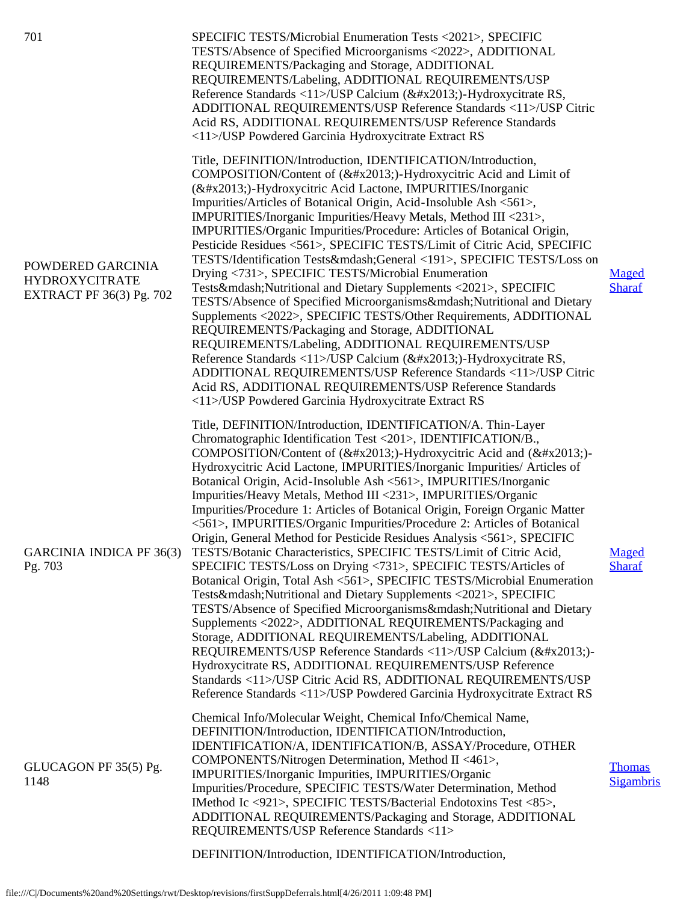| | | |
|---|---|---|
| 701 | SPECIFIC TESTS/Microbial Enumeration Tests <2021>, SPECIFIC TESTS/Absence of Specified Microorganisms <2022>, ADDITIONAL REQUIREMENTS/Packaging and Storage, ADDITIONAL REQUIREMENTS/Labeling, ADDITIONAL REQUIREMENTS/USP Reference Standards <11>/USP Calcium (&#x2013;)-Hydroxycitrate RS, ADDITIONAL REQUIREMENTS/USP Reference Standards <11>/USP Citric Acid RS, ADDITIONAL REQUIREMENTS/USP Reference Standards <11>/USP Powdered Garcinia Hydroxycitrate Extract RS | |
| POWDERED GARCINIA HYDROXYCITRATE EXTRACT PF 36(3) Pg. 702 | Title, DEFINITION/Introduction, IDENTIFICATION/Introduction, COMPOSITION/Content of (&#x2013;)-Hydroxycitric Acid and Limit of (&#x2013;)-Hydroxycitric Acid Lactone, IMPURITIES/Inorganic Impurities/Articles of Botanical Origin, Acid-Insoluble Ash <561>, IMPURITIES/Inorganic Impurities/Heavy Metals, Method III <231>, IMPURITIES/Organic Impurities/Procedure: Articles of Botanical Origin, Pesticide Residues <561>, SPECIFIC TESTS/Limit of Citric Acid, SPECIFIC TESTS/Identification Tests&mdash;General <191>, SPECIFIC TESTS/Loss on Drying <731>, SPECIFIC TESTS/Microbial Enumeration Tests&mdash;Nutritional and Dietary Supplements <2021>, SPECIFIC TESTS/Absence of Specified Microorganisms&mdash;Nutritional and Dietary Supplements <2022>, SPECIFIC TESTS/Other Requirements, ADDITIONAL REQUIREMENTS/Packaging and Storage, ADDITIONAL REQUIREMENTS/Labeling, ADDITIONAL REQUIREMENTS/USP Reference Standards <11>/USP Calcium (&#x2013;)-Hydroxycitrate RS, ADDITIONAL REQUIREMENTS/USP Reference Standards <11>/USP Citric Acid RS, ADDITIONAL REQUIREMENTS/USP Reference Standards <11>/USP Powdered Garcinia Hydroxycitrate Extract RS | Maged Sharaf |
| GARCINIA INDICA PF 36(3) Pg. 703 | Title, DEFINITION/Introduction, IDENTIFICATION/A. Thin-Layer Chromatographic Identification Test <201>, IDENTIFICATION/B., COMPOSITION/Content of (&#x2013;)-Hydroxycitric Acid and (&#x2013;)-Hydroxycitric Acid Lactone, IMPURITIES/Inorganic Impurities/ Articles of Botanical Origin, Acid-Insoluble Ash <561>, IMPURITIES/Inorganic Impurities/Heavy Metals, Method III <231>, IMPURITIES/Organic Impurities/Procedure 1: Articles of Botanical Origin, Foreign Organic Matter <561>, IMPURITIES/Organic Impurities/Procedure 2: Articles of Botanical Origin, General Method for Pesticide Residues Analysis <561>, SPECIFIC TESTS/Botanic Characteristics, SPECIFIC TESTS/Limit of Citric Acid, SPECIFIC TESTS/Loss on Drying <731>, SPECIFIC TESTS/Articles of Botanical Origin, Total Ash <561>, SPECIFIC TESTS/Microbial Enumeration Tests&mdash;Nutritional and Dietary Supplements <2021>, SPECIFIC TESTS/Absence of Specified Microorganisms&mdash;Nutritional and Dietary Supplements <2022>, ADDITIONAL REQUIREMENTS/Packaging and Storage, ADDITIONAL REQUIREMENTS/Labeling, ADDITIONAL REQUIREMENTS/USP Reference Standards <11>/USP Calcium (&#x2013;)-Hydroxycitrate RS, ADDITIONAL REQUIREMENTS/USP Reference Standards <11>/USP Citric Acid RS, ADDITIONAL REQUIREMENTS/USP Reference Standards <11>/USP Powdered Garcinia Hydroxycitrate Extract RS | Maged Sharaf |
| GLUCAGON PF 35(5) Pg. 1148 | Chemical Info/Molecular Weight, Chemical Info/Chemical Name, DEFINITION/Introduction, IDENTIFICATION/Introduction, IDENTIFICATION/A, IDENTIFICATION/B, ASSAY/Procedure, OTHER COMPONENTS/Nitrogen Determination, Method II <461>, IMPURITIES/Inorganic Impurities, IMPURITIES/Organic Impurities/Procedure, SPECIFIC TESTS/Water Determination, Method IMethod Ic <921>, SPECIFIC TESTS/Bacterial Endotoxins Test <85>, ADDITIONAL REQUIREMENTS/Packaging and Storage, ADDITIONAL REQUIREMENTS/USP Reference Standards <11> | Thomas Sigambris |
| | DEFINITION/Introduction, IDENTIFICATION/Introduction, | |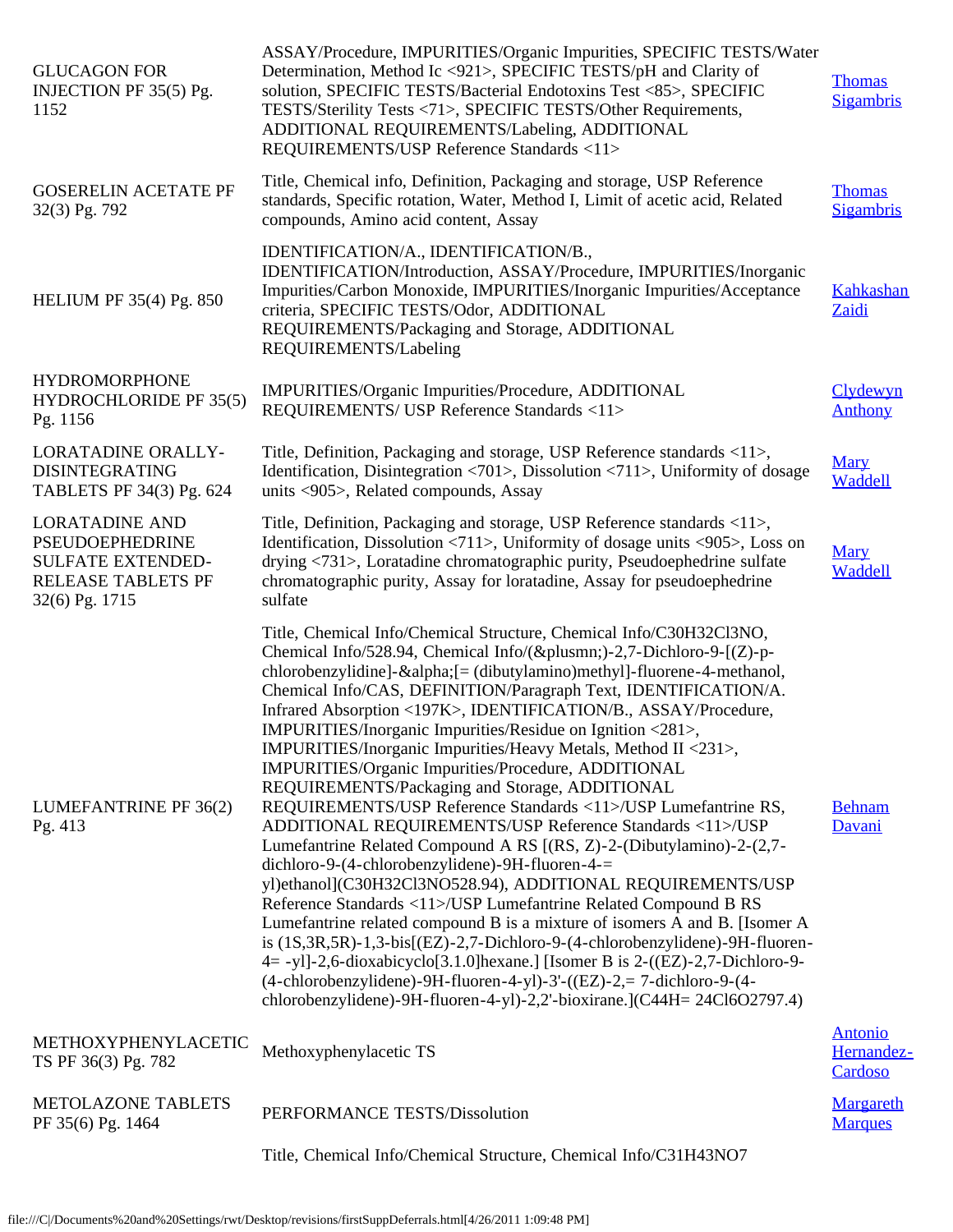| | | |
|---|---|---|
| GLUCAGON FOR INJECTION PF 35(5) Pg. 1152 | ASSAY/Procedure, IMPURITIES/Organic Impurities, SPECIFIC TESTS/Water Determination, Method Ic <921>, SPECIFIC TESTS/pH and Clarity of solution, SPECIFIC TESTS/Bacterial Endotoxins Test <85>, SPECIFIC TESTS/Sterility Tests <71>, SPECIFIC TESTS/Other Requirements, ADDITIONAL REQUIREMENTS/Labeling, ADDITIONAL REQUIREMENTS/USP Reference Standards <11> | Thomas Sigambris |
| GOSERELIN ACETATE PF 32(3) Pg. 792 | Title, Chemical info, Definition, Packaging and storage, USP Reference standards, Specific rotation, Water, Method I, Limit of acetic acid, Related compounds, Amino acid content, Assay | Thomas Sigambris |
| HELIUM PF 35(4) Pg. 850 | IDENTIFICATION/A., IDENTIFICATION/B., IDENTIFICATION/Introduction, ASSAY/Procedure, IMPURITIES/Inorganic Impurities/Carbon Monoxide, IMPURITIES/Inorganic Impurities/Acceptance criteria, SPECIFIC TESTS/Odor, ADDITIONAL REQUIREMENTS/Packaging and Storage, ADDITIONAL REQUIREMENTS/Labeling | Kahkashan Zaidi |
| HYDROMORPHONE HYDROCHLORIDE PF 35(5) Pg. 1156 | IMPURITIES/Organic Impurities/Procedure, ADDITIONAL REQUIREMENTS/ USP Reference Standards <11> | Clydewyn Anthony |
| LORATADINE ORALLY-DISINTEGRATING TABLETS PF 34(3) Pg. 624 | Title, Definition, Packaging and storage, USP Reference standards <11>, Identification, Disintegration <701>, Dissolution <711>, Uniformity of dosage units <905>, Related compounds, Assay | Mary Waddell |
| LORATADINE AND PSEUDOEPHEDRINE SULFATE EXTENDED-RELEASE TABLETS PF 32(6) Pg. 1715 | Title, Definition, Packaging and storage, USP Reference standards <11>, Identification, Dissolution <711>, Uniformity of dosage units <905>, Loss on drying <731>, Loratadine chromatographic purity, Pseudoephedrine sulfate chromatographic purity, Assay for loratadine, Assay for pseudoephedrine sulfate | Mary Waddell |
| LUMEFANTRINE PF 36(2) Pg. 413 | Title, Chemical Info/Chemical Structure, Chemical Info/C30H32Cl3NO, Chemical Info/528.94, Chemical Info/(&plusmn;)-2,7-Dichloro-9-[(Z)-p-chlorobenzylidine]-&alpha;[= (dibutylamino)methyl]-fluorene-4-methanol, Chemical Info/CAS, DEFINITION/Paragraph Text, IDENTIFICATION/A. Infrared Absorption <197K>, IDENTIFICATION/B., ASSAY/Procedure, IMPURITIES/Inorganic Impurities/Residue on Ignition <281>, IMPURITIES/Inorganic Impurities/Heavy Metals, Method II <231>, IMPURITIES/Organic Impurities/Procedure, ADDITIONAL REQUIREMENTS/Packaging and Storage, ADDITIONAL REQUIREMENTS/USP Reference Standards <11>/USP Lumefantrine RS, ADDITIONAL REQUIREMENTS/USP Reference Standards <11>/USP Lumefantrine Related Compound A RS [(RS, Z)-2-(Dibutylamino)-2-(2,7-dichloro-9-(4-chlorobenzylidene)-9H-fluoren-4-= yl)ethanol](C30H32Cl3NO528.94), ADDITIONAL REQUIREMENTS/USP Reference Standards <11>/USP Lumefantrine Related Compound B RS Lumefantrine related compound B is a mixture of isomers A and B. [Isomer A is (1S,3R,5R)-1,3-bis[(EZ)-2,7-Dichloro-9-(4-chlorobenzylidene)-9H-fluoren-4= -yl]-2,6-dioxabicyclo[3.1.0]hexane.] [Isomer B is 2-((EZ)-2,7-Dichloro-9-(4-chlorobenzylidene)-9H-fluoren-4-yl)-3'-((EZ)-2,= 7-dichloro-9-(4-chlorobenzylidene)-9H-fluoren-4-yl)-2,2'-bioxirane.](C44H= 24Cl6O2797.4) | Behnam Davani |
| METHOXYPHENYLACETIC TS PF 36(3) Pg. 782 | Methoxyphenylacetic TS | Antonio Hernandez-Cardoso |
| METOLAZONE TABLETS PF 35(6) Pg. 1464 | PERFORMANCE TESTS/Dissolution | Margareth Marques |
| | Title, Chemical Info/Chemical Structure, Chemical Info/C31H43NO7 | |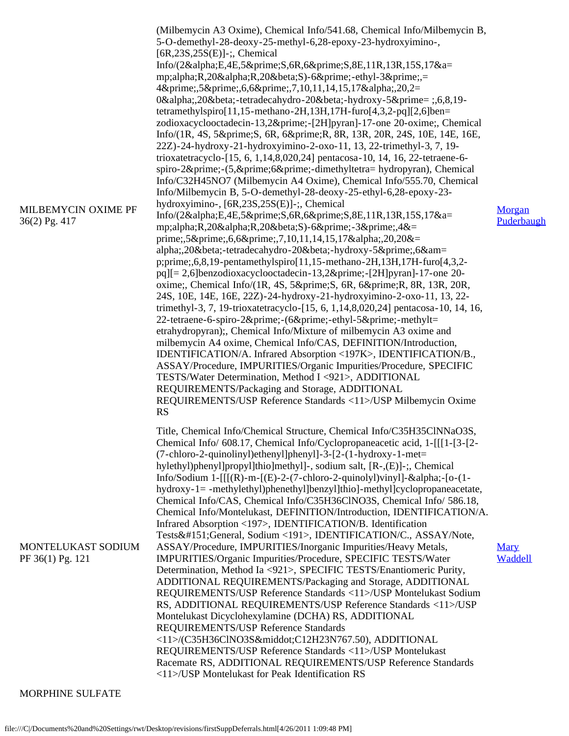| | | |
|---|---|---|
| MILBEMYCIN OXIME PF 36(2) Pg. 417 | (Milbemycin A3 Oxime), Chemical Info/541.68, Chemical Info/Milbemycin B, 5-O-demethyl-28-deoxy-25-methyl-6,28-epoxy-23-hydroxyimino-, [6R,23S,25S(E)]-;, Chemical Info/(2&alpha;E,4E,5&prime;S,6R,6&prime;S,8E,11R,13R,15S,17&a= mp;alpha;R,20&alpha;R,20&beta;S)-6&prime;-ethyl-3&prime;,= 4&prime;,5&prime;,6,6&prime;,7,10,11,14,15,17&alpha;,20,2= 0&alpha;,20&beta;-tetradecahydro-20&beta;-hydroxy-5&prime= ;,6,8,19-tetramethylspiro[11,15-methano-2H,13H,17H-furo[4,3,2-pq][2,6]ben= zodioxacyclooctadecin-13,2&prime;-[2H]pyran]-17-one 20-oxime;, Chemical Info/(1R, 4S, 5&prime;S, 6R, 6&prime;R, 8R, 13R, 20R, 24S, 10E, 14E, 16E, 22Z)-24-hydroxy-21-hydroxyimino-2-oxo-11, 13, 22-trimethyl-3, 7, 19-trioxatetracyclo-[15, 6, 1,14,8,020,24] pentacosa-10, 14, 16, 22-tetraene-6-spiro-2&prime;-(5,&prime;6&prime;-dimethyltetra= hydropyran), Chemical Info/C32H45NO7 (Milbemycin A4 Oxime), Chemical Info/555.70, Chemical Info/Milbemycin B, 5-O-demethyl-28-deoxy-25-ethyl-6,28-epoxy-23-hydroxyimino-, [6R,23S,25S(E)]-;, Chemical Info/(2&alpha;E,4E,5&prime;S,6R,6&prime;S,8E,11R,13R,15S,17&a= mp;alpha;R,20&alpha;R,20&beta;S)-6&prime;-3&prime;,4&= prime;,5&prime;,6,6&prime;,7,10,11,14,15,17&alpha;,20,20&= alpha;,20&beta;-tetradecahydro-20&beta;-hydroxy-5&prime;,6&am= p;prime;,6,8,19-pentamethylspiro[11,15-methano-2H,13H,17H-furo[4,3,2-pq][= 2,6]benzodioxacyclooctadecin-13,2&prime;-[2H]pyran]-17-one 20-oxime;, Chemical Info/(1R, 4S, 5&prime;S, 6R, 6&prime;R, 8R, 13R, 20R, 24S, 10E, 14E, 16E, 22Z)-24-hydroxy-21-hydroxyimino-2-oxo-11, 13, 22-trimethyl-3, 7, 19-trioxatetracyclo-[15, 6, 1,14,8,020,24] pentacosa-10, 14, 16, 22-tetraene-6-spiro-2&prime;-(6&prime;-ethyl-5&prime;-methylt= etrahydropyran);, Chemical Info/Mixture of milbemycin A3 oxime and milbemycin A4 oxime, Chemical Info/CAS, DEFINITION/Introduction, IDENTIFICATION/A. Infrared Absorption <197K>, IDENTIFICATION/B., ASSAY/Procedure, IMPURITIES/Organic Impurities/Procedure, SPECIFIC TESTS/Water Determination, Method I <921>, ADDITIONAL REQUIREMENTS/Packaging and Storage, ADDITIONAL REQUIREMENTS/USP Reference Standards <11>/USP Milbemycin Oxime RS | Morgan Puderbaugh |
| MONTELUKAST SODIUM PF 36(1) Pg. 121 | Title, Chemical Info/Chemical Structure, Chemical Info/C35H35ClNNaO3S, Chemical Info/ 608.17, Chemical Info/Cyclopropaneacetic acid, 1-[[[1-[3-[2-(7-chloro-2-quinolinyl)ethenyl]phenyl]-3-[2-(1-hydroxy-1-met= hylethyl)phenyl]propyl]thio]methyl]-, sodium salt, [R-,(E)]-;, Chemical Info/Sodium 1-[[[(R)-m-[(E)-2-(7-chloro-2-quinolyl)vinyl]-&alpha;-[o-(1-hydroxy-1= -methylethyl)phenethyl]benzyl]thio]-methyl]cyclopropaneacetate, Chemical Info/CAS, Chemical Info/C35H36ClNO3S, Chemical Info/ 586.18, Chemical Info/Montelukast, DEFINITION/Introduction, IDENTIFICATION/A. Infrared Absorption <197>, IDENTIFICATION/B. Identification Tests&#151;General, Sodium <191>, IDENTIFICATION/C., ASSAY/Note, ASSAY/Procedure, IMPURITIES/Inorganic Impurities/Heavy Metals, IMPURITIES/Organic Impurities/Procedure, SPECIFIC TESTS/Water Determination, Method Ia <921>, SPECIFIC TESTS/Enantiomeric Purity, ADDITIONAL REQUIREMENTS/Packaging and Storage, ADDITIONAL REQUIREMENTS/USP Reference Standards <11>/USP Montelukast Sodium RS, ADDITIONAL REQUIREMENTS/USP Reference Standards <11>/USP Montelukast Dicyclohexylamine (DCHA) RS, ADDITIONAL REQUIREMENTS/USP Reference Standards <11>/(C35H36ClNO3S&middot;C12H23N767.50), ADDITIONAL REQUIREMENTS/USP Reference Standards <11>/USP Montelukast Racemate RS, ADDITIONAL REQUIREMENTS/USP Reference Standards <11>/USP Montelukast for Peak Identification RS | Mary Waddell |
| MORPHINE SULFATE | | |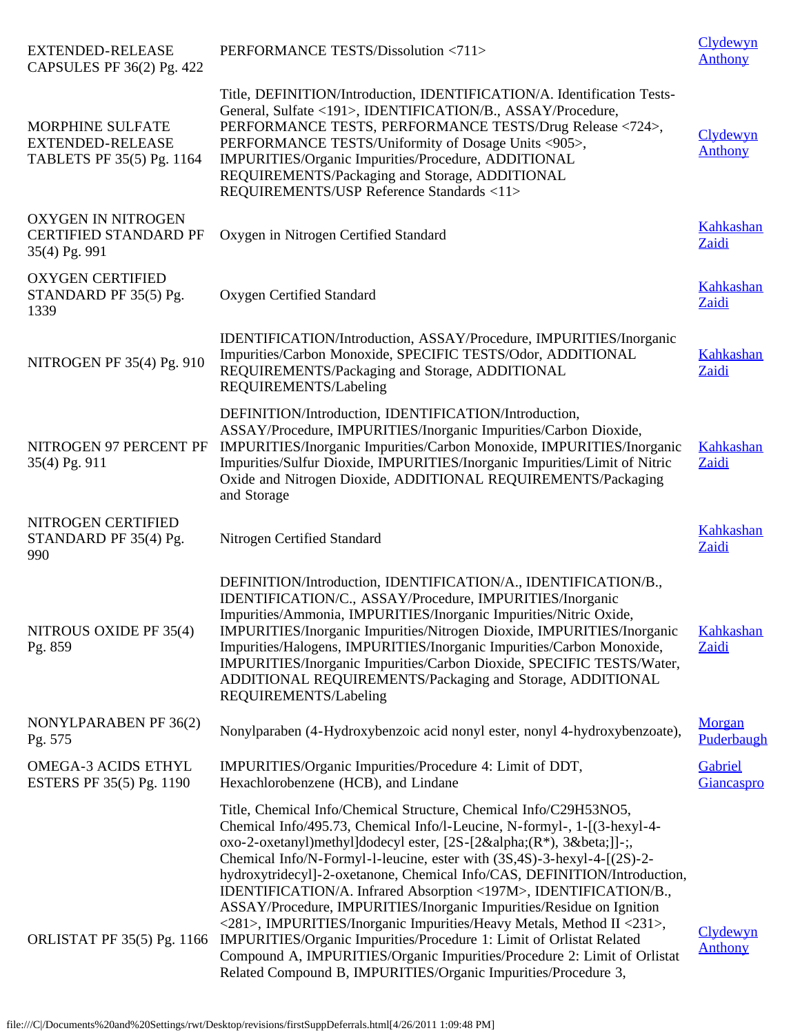| | | |
|---|---|---|
| EXTENDED-RELEASE CAPSULES PF 36(2) Pg. 422 | PERFORMANCE TESTS/Dissolution <711> | Clydewyn Anthony |
| MORPHINE SULFATE EXTENDED-RELEASE TABLETS PF 35(5) Pg. 1164 | Title, DEFINITION/Introduction, IDENTIFICATION/A. Identification Tests-General, Sulfate <191>, IDENTIFICATION/B., ASSAY/Procedure, PERFORMANCE TESTS, PERFORMANCE TESTS/Drug Release <724>, PERFORMANCE TESTS/Uniformity of Dosage Units <905>, IMPURITIES/Organic Impurities/Procedure, ADDITIONAL REQUIREMENTS/Packaging and Storage, ADDITIONAL REQUIREMENTS/USP Reference Standards <11> | Clydewyn Anthony |
| OXYGEN IN NITROGEN CERTIFIED STANDARD PF 35(4) Pg. 991 | Oxygen in Nitrogen Certified Standard | Kahkashan Zaidi |
| OXYGEN CERTIFIED STANDARD PF 35(5) Pg. 1339 | Oxygen Certified Standard | Kahkashan Zaidi |
| NITROGEN PF 35(4) Pg. 910 | IDENTIFICATION/Introduction, ASSAY/Procedure, IMPURITIES/Inorganic Impurities/Carbon Monoxide, SPECIFIC TESTS/Odor, ADDITIONAL REQUIREMENTS/Packaging and Storage, ADDITIONAL REQUIREMENTS/Labeling | Kahkashan Zaidi |
| NITROGEN 97 PERCENT PF 35(4) Pg. 911 | DEFINITION/Introduction, IDENTIFICATION/Introduction, ASSAY/Procedure, IMPURITIES/Inorganic Impurities/Carbon Dioxide, IMPURITIES/Inorganic Impurities/Carbon Monoxide, IMPURITIES/Inorganic Impurities/Sulfur Dioxide, IMPURITIES/Inorganic Impurities/Limit of Nitric Oxide and Nitrogen Dioxide, ADDITIONAL REQUIREMENTS/Packaging and Storage | Kahkashan Zaidi |
| NITROGEN CERTIFIED STANDARD PF 35(4) Pg. 990 | Nitrogen Certified Standard | Kahkashan Zaidi |
| NITROUS OXIDE PF 35(4) Pg. 859 | DEFINITION/Introduction, IDENTIFICATION/A., IDENTIFICATION/B., IDENTIFICATION/C., ASSAY/Procedure, IMPURITIES/Inorganic Impurities/Ammonia, IMPURITIES/Inorganic Impurities/Nitric Oxide, IMPURITIES/Inorganic Impurities/Nitrogen Dioxide, IMPURITIES/Inorganic Impurities/Halogens, IMPURITIES/Inorganic Impurities/Carbon Monoxide, IMPURITIES/Inorganic Impurities/Carbon Dioxide, SPECIFIC TESTS/Water, ADDITIONAL REQUIREMENTS/Packaging and Storage, ADDITIONAL REQUIREMENTS/Labeling | Kahkashan Zaidi |
| NONYLPARABEN PF 36(2) Pg. 575 | Nonylparaben (4-Hydroxybenzoic acid nonyl ester, nonyl 4-hydroxybenzoate), | Morgan Puderbaugh |
| OMEGA-3 ACIDS ETHYL ESTERS PF 35(5) Pg. 1190 | IMPURITIES/Organic Impurities/Procedure 4: Limit of DDT, Hexachlorobenzene (HCB), and Lindane | Gabriel Giancaspro |
| ORLISTAT PF 35(5) Pg. 1166 | Title, Chemical Info/Chemical Structure, Chemical Info/C29H53NO5, Chemical Info/495.73, Chemical Info/l-Leucine, N-formyl-, 1-[(3-hexyl-4-oxo-2-oxetanyl)methyl]dodecyl ester, [2S-[2&alpha;(R*), 3&beta;]]-;, Chemical Info/N-Formyl-l-leucine, ester with (3S,4S)-3-hexyl-4-[(2S)-2-hydroxytridecyl]-2-oxetanone, Chemical Info/CAS, DEFINITION/Introduction, IDENTIFICATION/A. Infrared Absorption <197M>, IDENTIFICATION/B., ASSAY/Procedure, IMPURITIES/Inorganic Impurities/Residue on Ignition <281>, IMPURITIES/Inorganic Impurities/Heavy Metals, Method II <231>, IMPURITIES/Organic Impurities/Procedure 1: Limit of Orlistat Related Compound A, IMPURITIES/Organic Impurities/Procedure 2: Limit of Orlistat Related Compound B, IMPURITIES/Organic Impurities/Procedure 3, | Clydewyn Anthony |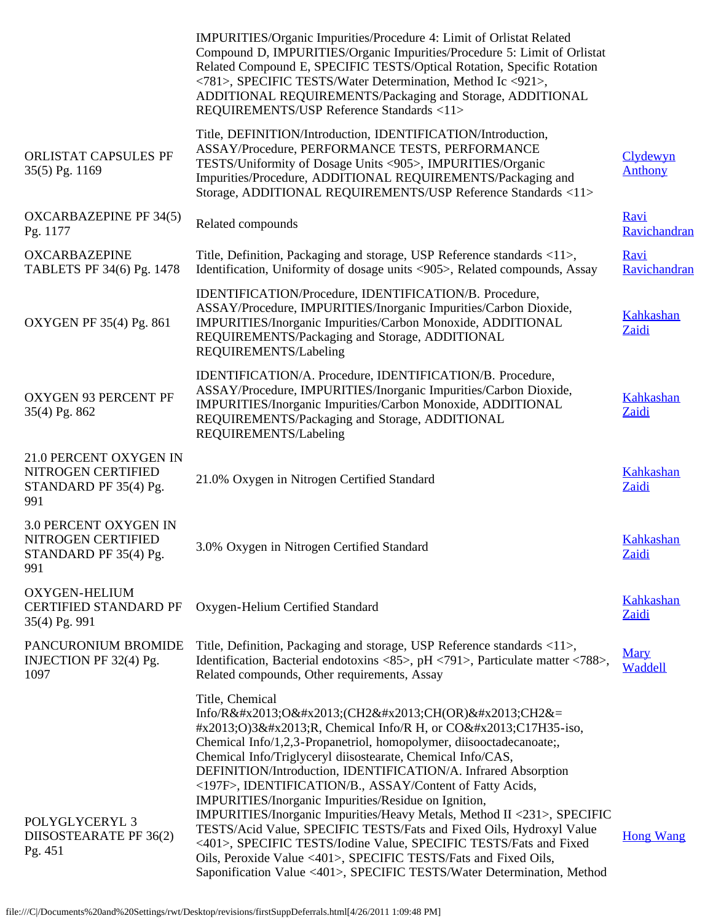| | | |
|---|---|---|
| | IMPURITIES/Organic Impurities/Procedure 4: Limit of Orlistat Related Compound D, IMPURITIES/Organic Impurities/Procedure 5: Limit of Orlistat Related Compound E, SPECIFIC TESTS/Optical Rotation, Specific Rotation <781>, SPECIFIC TESTS/Water Determination, Method Ic <921>, ADDITIONAL REQUIREMENTS/Packaging and Storage, ADDITIONAL REQUIREMENTS/USP Reference Standards <11> | |
| ORLISTAT CAPSULES PF 35(5) Pg. 1169 | Title, DEFINITION/Introduction, IDENTIFICATION/Introduction, ASSAY/Procedure, PERFORMANCE TESTS, PERFORMANCE TESTS/Uniformity of Dosage Units <905>, IMPURITIES/Organic Impurities/Procedure, ADDITIONAL REQUIREMENTS/Packaging and Storage, ADDITIONAL REQUIREMENTS/USP Reference Standards <11> | Clydewyn Anthony |
| OXCARBAZEPINE PF 34(5) Pg. 1177 | Related compounds | Ravi Ravichandran |
| OXCARBAZEPINE TABLETS PF 34(6) Pg. 1478 | Title, Definition, Packaging and storage, USP Reference standards <11>, Identification, Uniformity of dosage units <905>, Related compounds, Assay | Ravi Ravichandran |
| OXYGEN PF 35(4) Pg. 861 | IDENTIFICATION/Procedure, IDENTIFICATION/B. Procedure, ASSAY/Procedure, IMPURITIES/Inorganic Impurities/Carbon Dioxide, IMPURITIES/Inorganic Impurities/Carbon Monoxide, ADDITIONAL REQUIREMENTS/Packaging and Storage, ADDITIONAL REQUIREMENTS/Labeling | Kahkashan Zaidi |
| OXYGEN 93 PERCENT PF 35(4) Pg. 862 | IDENTIFICATION/A. Procedure, IDENTIFICATION/B. Procedure, ASSAY/Procedure, IMPURITIES/Inorganic Impurities/Carbon Dioxide, IMPURITIES/Inorganic Impurities/Carbon Monoxide, ADDITIONAL REQUIREMENTS/Packaging and Storage, ADDITIONAL REQUIREMENTS/Labeling | Kahkashan Zaidi |
| 21.0 PERCENT OXYGEN IN NITROGEN CERTIFIED STANDARD PF 35(4) Pg. 991 | 21.0% Oxygen in Nitrogen Certified Standard | Kahkashan Zaidi |
| 3.0 PERCENT OXYGEN IN NITROGEN CERTIFIED STANDARD PF 35(4) Pg. 991 | 3.0% Oxygen in Nitrogen Certified Standard | Kahkashan Zaidi |
| OXYGEN-HELIUM CERTIFIED STANDARD PF 35(4) Pg. 991 | Oxygen-Helium Certified Standard | Kahkashan Zaidi |
| PANCURONIUM BROMIDE INJECTION PF 32(4) Pg. 1097 | Title, Definition, Packaging and storage, USP Reference standards <11>, Identification, Bacterial endotoxins <85>, pH <791>, Particulate matter <788>, Related compounds, Other requirements, Assay | Mary Waddell |
| POLYGLYCERYL 3 DIISOSTEARATE PF 36(2) Pg. 451 | Title, Chemical Info/R&#x2013;O&#x2013;(CH2&#x2013;CH(OR)&#x2013;CH2&= #x2013;O)3&#x2013;R, Chemical Info/R H, or CO&#x2013;C17H35-iso, Chemical Info/1,2,3-Propanetriol, homopolymer, diisooctadecanoate;, Chemical Info/Triglyceryl diisostearate, Chemical Info/CAS, DEFINITION/Introduction, IDENTIFICATION/A. Infrared Absorption <197F>, IDENTIFICATION/B., ASSAY/Content of Fatty Acids, IMPURITIES/Inorganic Impurities/Residue on Ignition, IMPURITIES/Inorganic Impurities/Heavy Metals, Method II <231>, SPECIFIC TESTS/Acid Value, SPECIFIC TESTS/Fats and Fixed Oils, Hydroxyl Value <401>, SPECIFIC TESTS/Iodine Value, SPECIFIC TESTS/Fats and Fixed Oils, Peroxide Value <401>, SPECIFIC TESTS/Fats and Fixed Oils, Saponification Value <401>, SPECIFIC TESTS/Water Determination, Method | Hong Wang |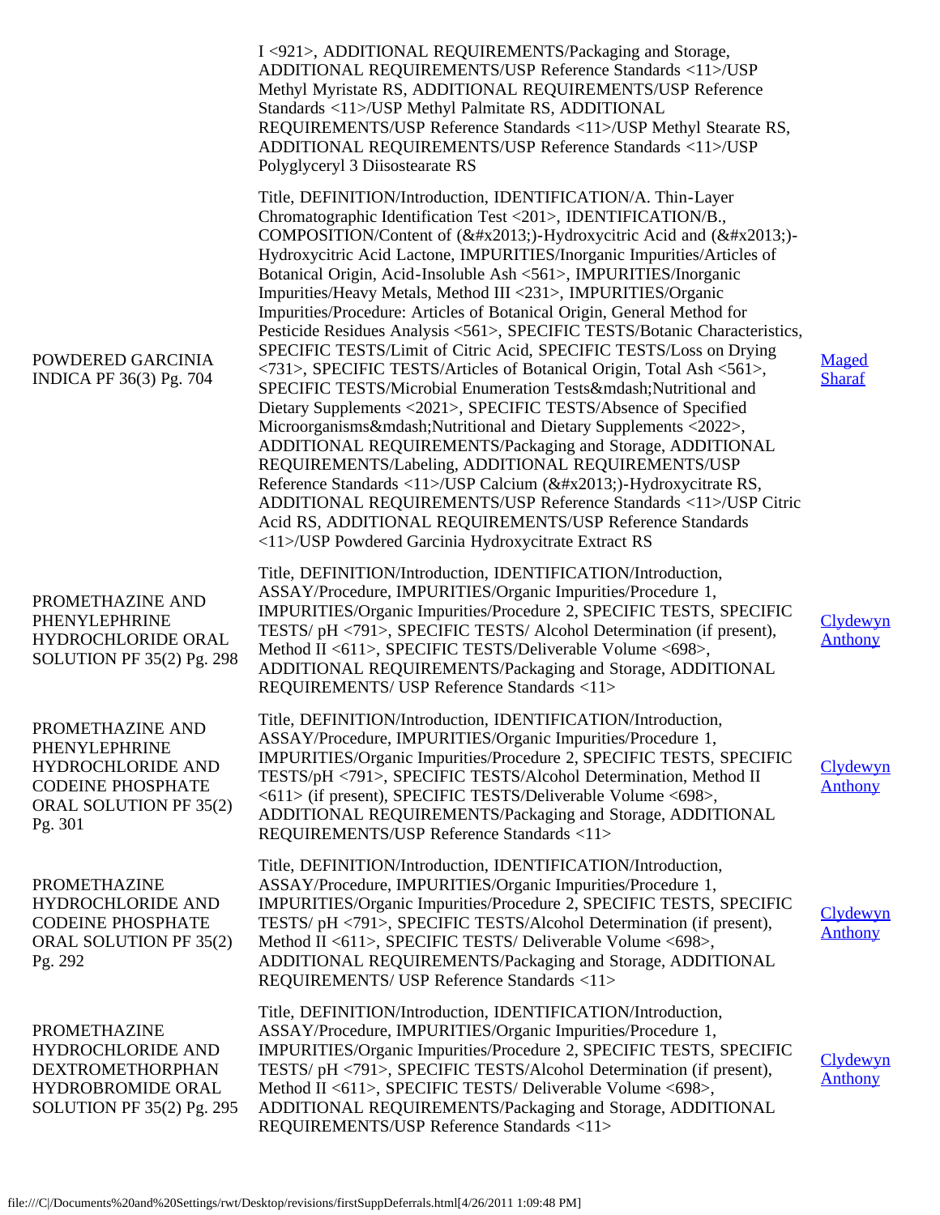| | | |
|---|---|---|
| | I <921>, ADDITIONAL REQUIREMENTS/Packaging and Storage, ADDITIONAL REQUIREMENTS/USP Reference Standards <11>/USP Methyl Myristate RS, ADDITIONAL REQUIREMENTS/USP Reference Standards <11>/USP Methyl Palmitate RS, ADDITIONAL REQUIREMENTS/USP Reference Standards <11>/USP Methyl Stearate RS, ADDITIONAL REQUIREMENTS/USP Reference Standards <11>/USP Polyglyceryl 3 Diisostearate RS | |
| POWDERED GARCINIA INDICA PF 36(3) Pg. 704 | Title, DEFINITION/Introduction, IDENTIFICATION/A. Thin-Layer Chromatographic Identification Test <201>, IDENTIFICATION/B., COMPOSITION/Content of (&#x2013;)-Hydroxycitric Acid and (&#x2013;)-Hydroxycitric Acid Lactone, IMPURITIES/Inorganic Impurities/Articles of Botanical Origin, Acid-Insoluble Ash <561>, IMPURITIES/Inorganic Impurities/Heavy Metals, Method III <231>, IMPURITIES/Organic Impurities/Procedure: Articles of Botanical Origin, General Method for Pesticide Residues Analysis <561>, SPECIFIC TESTS/Botanic Characteristics, SPECIFIC TESTS/Limit of Citric Acid, SPECIFIC TESTS/Loss on Drying <731>, SPECIFIC TESTS/Articles of Botanical Origin, Total Ash <561>, SPECIFIC TESTS/Microbial Enumeration Tests&mdash;Nutritional and Dietary Supplements <2021>, SPECIFIC TESTS/Absence of Specified Microorganisms&mdash;Nutritional and Dietary Supplements <2022>, ADDITIONAL REQUIREMENTS/Packaging and Storage, ADDITIONAL REQUIREMENTS/Labeling, ADDITIONAL REQUIREMENTS/USP Reference Standards <11>/USP Calcium (&#x2013;)-Hydroxycitrate RS, ADDITIONAL REQUIREMENTS/USP Reference Standards <11>/USP Citric Acid RS, ADDITIONAL REQUIREMENTS/USP Reference Standards <11>/USP Powdered Garcinia Hydroxycitrate Extract RS | Maged Sharaf |
| PROMETHAZINE AND PHENYLEPHRINE HYDROCHLORIDE ORAL SOLUTION PF 35(2) Pg. 298 | Title, DEFINITION/Introduction, IDENTIFICATION/Introduction, ASSAY/Procedure, IMPURITIES/Organic Impurities/Procedure 1, IMPURITIES/Organic Impurities/Procedure 2, SPECIFIC TESTS, SPECIFIC TESTS/ pH <791>, SPECIFIC TESTS/ Alcohol Determination (if present), Method II <611>, SPECIFIC TESTS/Deliverable Volume <698>, ADDITIONAL REQUIREMENTS/Packaging and Storage, ADDITIONAL REQUIREMENTS/ USP Reference Standards <11> | Clydewyn Anthony |
| PROMETHAZINE AND PHENYLEPHRINE HYDROCHLORIDE AND CODEINE PHOSPHATE ORAL SOLUTION PF 35(2) Pg. 301 | Title, DEFINITION/Introduction, IDENTIFICATION/Introduction, ASSAY/Procedure, IMPURITIES/Organic Impurities/Procedure 1, IMPURITIES/Organic Impurities/Procedure 2, SPECIFIC TESTS, SPECIFIC TESTS/pH <791>, SPECIFIC TESTS/Alcohol Determination, Method II <611> (if present), SPECIFIC TESTS/Deliverable Volume <698>, ADDITIONAL REQUIREMENTS/Packaging and Storage, ADDITIONAL REQUIREMENTS/USP Reference Standards <11> | Clydewyn Anthony |
| PROMETHAZINE HYDROCHLORIDE AND CODEINE PHOSPHATE ORAL SOLUTION PF 35(2) Pg. 292 | Title, DEFINITION/Introduction, IDENTIFICATION/Introduction, ASSAY/Procedure, IMPURITIES/Organic Impurities/Procedure 1, IMPURITIES/Organic Impurities/Procedure 2, SPECIFIC TESTS, SPECIFIC TESTS/ pH <791>, SPECIFIC TESTS/Alcohol Determination (if present), Method II <611>, SPECIFIC TESTS/ Deliverable Volume <698>, ADDITIONAL REQUIREMENTS/Packaging and Storage, ADDITIONAL REQUIREMENTS/ USP Reference Standards <11> | Clydewyn Anthony |
| PROMETHAZINE HYDROCHLORIDE AND DEXTROMETHORPHAN HYDROBROMIDE ORAL SOLUTION PF 35(2) Pg. 295 | Title, DEFINITION/Introduction, IDENTIFICATION/Introduction, ASSAY/Procedure, IMPURITIES/Organic Impurities/Procedure 1, IMPURITIES/Organic Impurities/Procedure 2, SPECIFIC TESTS, SPECIFIC TESTS/ pH <791>, SPECIFIC TESTS/Alcohol Determination (if present), Method II <611>, SPECIFIC TESTS/ Deliverable Volume <698>, ADDITIONAL REQUIREMENTS/Packaging and Storage, ADDITIONAL REQUIREMENTS/USP Reference Standards <11> | Clydewyn Anthony |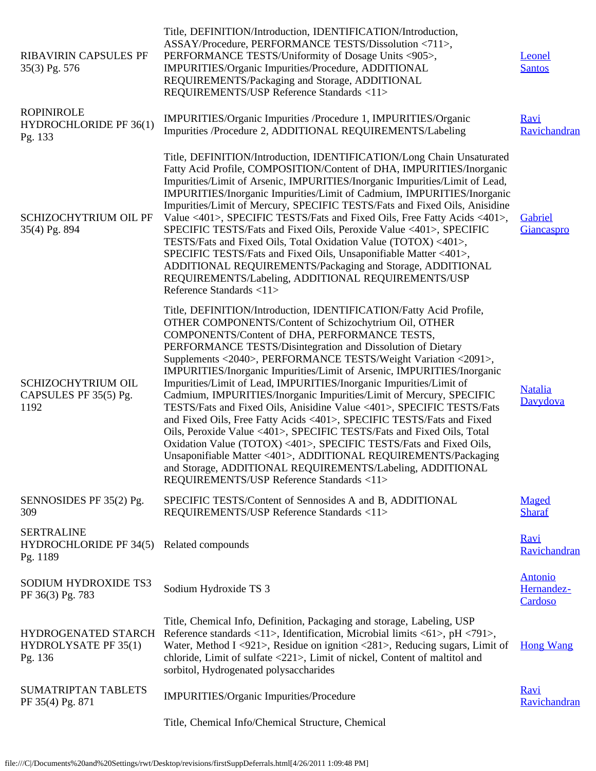| | | |
|---|---|---|
| RIBAVIRIN CAPSULES PF 35(3) Pg. 576 | Title, DEFINITION/Introduction, IDENTIFICATION/Introduction, ASSAY/Procedure, PERFORMANCE TESTS/Dissolution <711>, PERFORMANCE TESTS/Uniformity of Dosage Units <905>, IMPURITIES/Organic Impurities/Procedure, ADDITIONAL REQUIREMENTS/Packaging and Storage, ADDITIONAL REQUIREMENTS/USP Reference Standards <11> | Leonel Santos |
| ROPINIROLE HYDROCHLORIDE PF 36(1) Pg. 133 | IMPURITIES/Organic Impurities /Procedure 1, IMPURITIES/Organic Impurities /Procedure 2, ADDITIONAL REQUIREMENTS/Labeling | Ravi Ravichandran |
| SCHIZOCHYTRIUM OIL PF 35(4) Pg. 894 | Title, DEFINITION/Introduction, IDENTIFICATION/Long Chain Unsaturated Fatty Acid Profile, COMPOSITION/Content of DHA, IMPURITIES/Inorganic Impurities/Limit of Arsenic, IMPURITIES/Inorganic Impurities/Limit of Lead, IMPURITIES/Inorganic Impurities/Limit of Cadmium, IMPURITIES/Inorganic Impurities/Limit of Mercury, SPECIFIC TESTS/Fats and Fixed Oils, Anisidine Value <401>, SPECIFIC TESTS/Fats and Fixed Oils, Free Fatty Acids <401>, SPECIFIC TESTS/Fats and Fixed Oils, Peroxide Value <401>, SPECIFIC TESTS/Fats and Fixed Oils, Total Oxidation Value (TOTOX) <401>, SPECIFIC TESTS/Fats and Fixed Oils, Unsaponifiable Matter <401>, ADDITIONAL REQUIREMENTS/Packaging and Storage, ADDITIONAL REQUIREMENTS/Labeling, ADDITIONAL REQUIREMENTS/USP Reference Standards <11> | Gabriel Giancaspro |
| SCHIZOCHYTRIUM OIL CAPSULES PF 35(5) Pg. 1192 | Title, DEFINITION/Introduction, IDENTIFICATION/Fatty Acid Profile, OTHER COMPONENTS/Content of Schizochytrium Oil, OTHER COMPONENTS/Content of DHA, PERFORMANCE TESTS, PERFORMANCE TESTS/Disintegration and Dissolution of Dietary Supplements <2040>, PERFORMANCE TESTS/Weight Variation <2091>, IMPURITIES/Inorganic Impurities/Limit of Arsenic, IMPURITIES/Inorganic Impurities/Limit of Lead, IMPURITIES/Inorganic Impurities/Limit of Cadmium, IMPURITIES/Inorganic Impurities/Limit of Mercury, SPECIFIC TESTS/Fats and Fixed Oils, Anisidine Value <401>, SPECIFIC TESTS/Fats and Fixed Oils, Free Fatty Acids <401>, SPECIFIC TESTS/Fats and Fixed Oils, Peroxide Value <401>, SPECIFIC TESTS/Fats and Fixed Oils, Total Oxidation Value (TOTOX) <401>, SPECIFIC TESTS/Fats and Fixed Oils, Unsaponifiable Matter <401>, ADDITIONAL REQUIREMENTS/Packaging and Storage, ADDITIONAL REQUIREMENTS/Labeling, ADDITIONAL REQUIREMENTS/USP Reference Standards <11> | Natalia Davydova |
| SENNOSIDES PF 35(2) Pg. 309 | SPECIFIC TESTS/Content of Sennosides A and B, ADDITIONAL REQUIREMENTS/USP Reference Standards <11> | Maged Sharaf |
| SERTRALINE HYDROCHLORIDE PF 34(5) Pg. 1189 | Related compounds | Ravi Ravichandran |
| SODIUM HYDROXIDE TS3 PF 36(3) Pg. 783 | Sodium Hydroxide TS 3 | Antonio Hernandez-Cardoso |
| HYDROGENATED STARCH HYDROLYSATE PF 35(1) Pg. 136 | Title, Chemical Info, Definition, Packaging and storage, Labeling, USP Reference standards <11>, Identification, Microbial limits <61>, pH <791>, Water, Method I <921>, Residue on ignition <281>, Reducing sugars, Limit of chloride, Limit of sulfate <221>, Limit of nickel, Content of maltitol and sorbitol, Hydrogenated polysaccharides | Hong Wang |
| SUMATRIPTAN TABLETS PF 35(4) Pg. 871 | IMPURITIES/Organic Impurities/Procedure | Ravi Ravichandran |
| | Title, Chemical Info/Chemical Structure, Chemical | |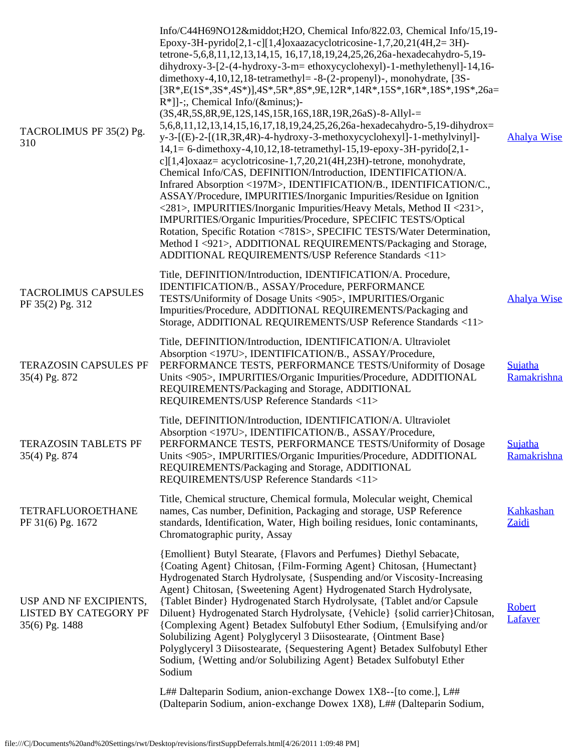| | | |
|---|---|---|
| TACROLIMUS PF 35(2) Pg. 310 | Info/C44H69NO12&middot;H2O, Chemical Info/822.03, Chemical Info/15,19-Epoxy-3H-pyrido[2,1-c][1,4]oxaazacyclotricosine-1,7,20,21(4H,2= 3H)-tetrone-5,6,8,11,12,13,14,15, 16,17,18,19,24,25,26,26a-hexadecahydro-5,19-dihydroxy-3-[2-(4-hydroxy-3-m= ethoxycyclohexyl)-1-methylethenyl]-14,16-dimethoxy-4,10,12,18-tetramethyl= -8-(2-propenyl)-, monohydrate, [3S-[3R*,E(1S*,3S*,4S*)],4S*,5R*,8S*,9E,12R*,14R*,15S*,16R*,18S*,19S*,26a= R*]]-;, Chemical Info/(&minus;)-(3S,4R,5S,8R,9E,12S,14S,15R,16S,18R,19R,26aS)-8-Allyl-= 5,6,8,11,12,13,14,15,16,17,18,19,24,25,26,26a-hexadecahydro-5,19-dihydrox= y-3-[(E)-2-[(1R,3R,4R)-4-hydroxy-3-methoxycyclohexyl]-1-methylvinyl]-14,1= 6-dimethoxy-4,10,12,18-tetramethyl-15,19-epoxy-3H-pyrido[2,1-c][1,4]oxaaz= acyclotricosine-1,7,20,21(4H,23H)-tetrone, monohydrate, Chemical Info/CAS, DEFINITION/Introduction, IDENTIFICATION/A. Infrared Absorption <197M>, IDENTIFICATION/B., IDENTIFICATION/C., ASSAY/Procedure, IMPURITIES/Inorganic Impurities/Residue on Ignition <281>, IMPURITIES/Inorganic Impurities/Heavy Metals, Method II <231>, IMPURITIES/Organic Impurities/Procedure, SPECIFIC TESTS/Optical Rotation, Specific Rotation <781S>, SPECIFIC TESTS/Water Determination, Method I <921>, ADDITIONAL REQUIREMENTS/Packaging and Storage, ADDITIONAL REQUIREMENTS/USP Reference Standards <11> | Ahalya Wise |
| TACROLIMUS CAPSULES PF 35(2) Pg. 312 | Title, DEFINITION/Introduction, IDENTIFICATION/A. Procedure, IDENTIFICATION/B., ASSAY/Procedure, PERFORMANCE TESTS/Uniformity of Dosage Units <905>, IMPURITIES/Organic Impurities/Procedure, ADDITIONAL REQUIREMENTS/Packaging and Storage, ADDITIONAL REQUIREMENTS/USP Reference Standards <11> | Ahalya Wise |
| TERAZOSIN CAPSULES PF 35(4) Pg. 872 | Title, DEFINITION/Introduction, IDENTIFICATION/A. Ultraviolet Absorption <197U>, IDENTIFICATION/B., ASSAY/Procedure, PERFORMANCE TESTS, PERFORMANCE TESTS/Uniformity of Dosage Units <905>, IMPURITIES/Organic Impurities/Procedure, ADDITIONAL REQUIREMENTS/Packaging and Storage, ADDITIONAL REQUIREMENTS/USP Reference Standards <11> | Sujatha Ramakrishna |
| TERAZOSIN TABLETS PF 35(4) Pg. 874 | Title, DEFINITION/Introduction, IDENTIFICATION/A. Ultraviolet Absorption <197U>, IDENTIFICATION/B., ASSAY/Procedure, PERFORMANCE TESTS, PERFORMANCE TESTS/Uniformity of Dosage Units <905>, IMPURITIES/Organic Impurities/Procedure, ADDITIONAL REQUIREMENTS/Packaging and Storage, ADDITIONAL REQUIREMENTS/USP Reference Standards <11> | Sujatha Ramakrishna |
| TETRAFLUOROETHANE PF 31(6) Pg. 1672 | Title, Chemical structure, Chemical formula, Molecular weight, Chemical names, Cas number, Definition, Packaging and storage, USP Reference standards, Identification, Water, High boiling residues, Ionic contaminants, Chromatographic purity, Assay | Kahkashan Zaidi |
| USP AND NF EXCIPIENTS, LISTED BY CATEGORY PF 35(6) Pg. 1488 | {Emollient} Butyl Stearate, {Flavors and Perfumes} Diethyl Sebacate, {Coating Agent} Chitosan, {Film-Forming Agent} Chitosan, {Humectant} Hydrogenated Starch Hydrolysate, {Suspending and/or Viscosity-Increasing Agent} Chitosan, {Sweetening Agent} Hydrogenated Starch Hydrolysate, {Tablet Binder} Hydrogenated Starch Hydrolysate, {Tablet and/or Capsule Diluent} Hydrogenated Starch Hydrolysate, {Vehicle} {solid carrier}Chitosan, {Complexing Agent} Betadex Sulfobutyl Ether Sodium, {Emulsifying and/or Solubilizing Agent} Polyglyceryl 3 Diisostearate, {Ointment Base} Polyglyceryl 3 Diisostearate, {Sequestering Agent} Betadex Sulfobutyl Ether Sodium, {Wetting and/or Solubilizing Agent} Betadex Sulfobutyl Ether Sodium | Robert Lafaver |
| | L## Dalteparin Sodium, anion-exchange Dowex 1X8--[to come.], L## (Dalteparin Sodium, anion-exchange Dowex 1X8), L## (Dalteparin Sodium, | |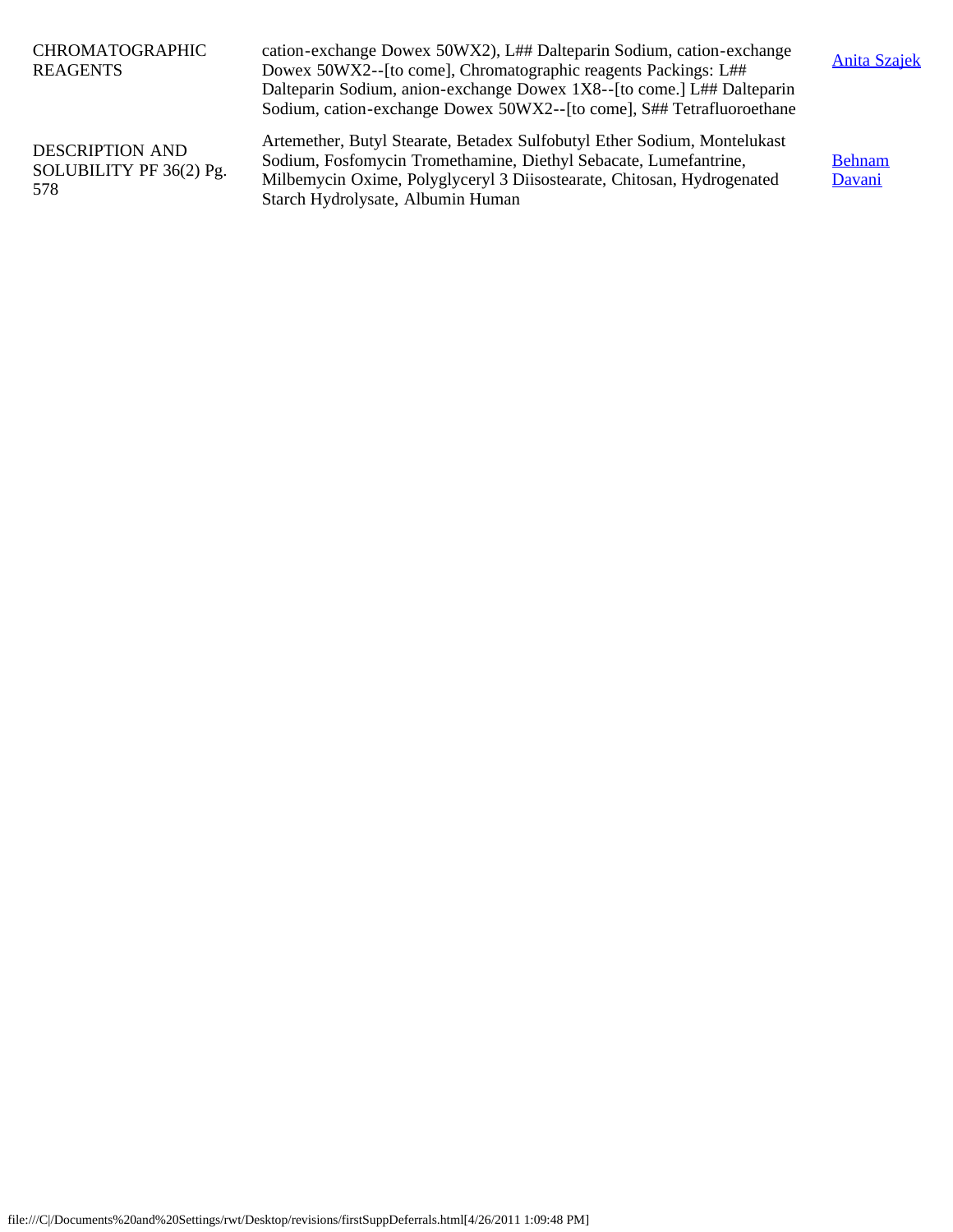| | | |
|---|---|---|
| CHROMATOGRAPHIC REAGENTS | cation-exchange Dowex 50WX2), L## Dalteparin Sodium, cation-exchange Dowex 50WX2--[to come], Chromatographic reagents Packings: L## Dalteparin Sodium, anion-exchange Dowex 1X8--[to come.] L## Dalteparin Sodium, cation-exchange Dowex 50WX2--[to come], S## Tetrafluoroethane | Anita Szajek |
| DESCRIPTION AND SOLUBILITY PF 36(2) Pg. 578 | Artemether, Butyl Stearate, Betadex Sulfobutyl Ether Sodium, Montelukast Sodium, Fosfomycin Tromethamine, Diethyl Sebacate, Lumefantrine, Milbemycin Oxime, Polyglyceryl 3 Diisostearate, Chitosan, Hydrogenated Starch Hydrolysate, Albumin Human | Behnam Davani |